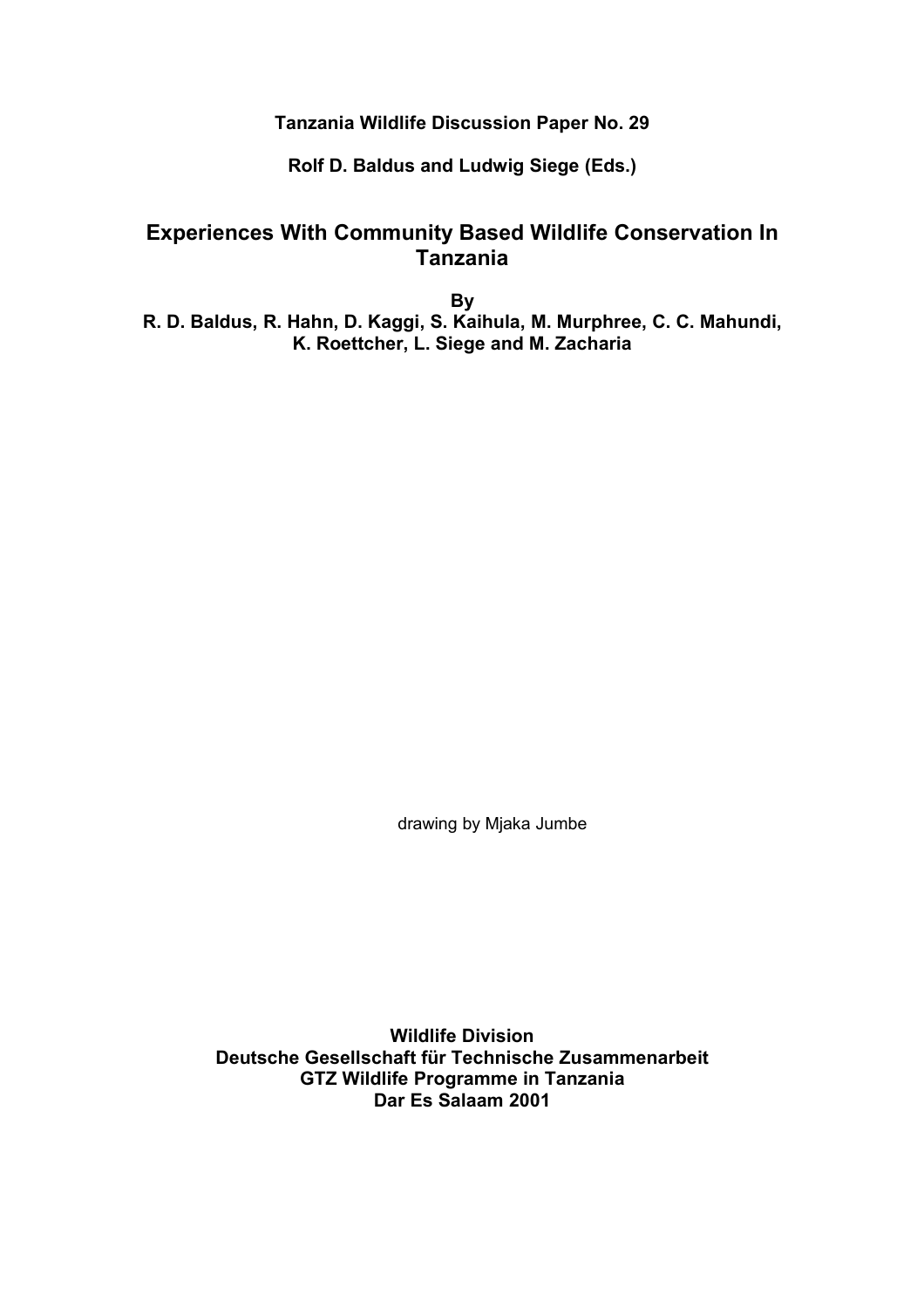**Tanzania Wildlife Discussion Paper No. 29**

**Rolf D. Baldus and Ludwig Siege (Eds.)**

# Experiences With Community Based Wildlife Conservation In Tanzania

**By**

**R. D. Baldus, R. Hahn, D. Kaggi, S. Kaihula, M. Murphree, C. C. Mahundi, K. Roettcher, L. Siege and M. Zacharia**

drawing by Mjaka Jumbe

**Wildlife Division**
**Deutsche Gesellschaft für Technische Zusammenarbeit**
**GTZ Wildlife Programme in Tanzania**
**Dar Es Salaam 2001**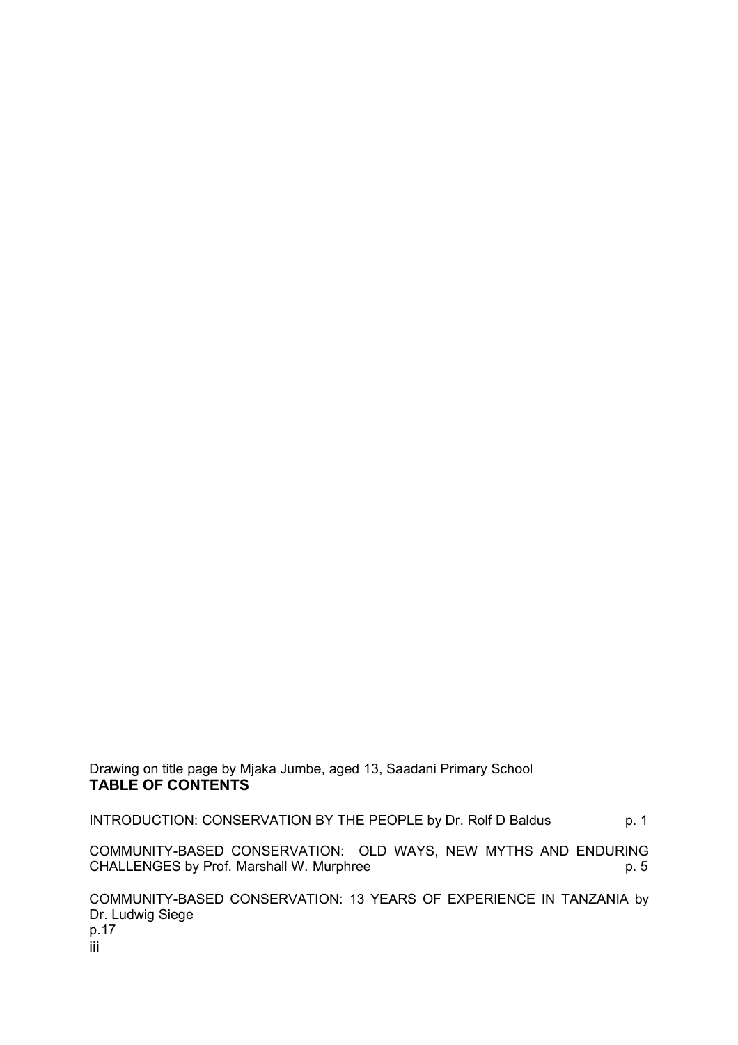Drawing on title page by Mjaka Jumbe, aged 13, Saadani Primary School

**TABLE OF CONTENTS**

INTRODUCTION: CONSERVATION BY THE PEOPLE by Dr. Rolf D Baldus p. 1

COMMUNITY-BASED CONSERVATION: OLD WAYS, NEW MYTHS AND ENDURING CHALLENGES by Prof. Marshall W. Murphree p. 5

COMMUNITY-BASED CONSERVATION: 13 YEARS OF EXPERIENCE IN TANZANIA by Dr. Ludwig Siege p.17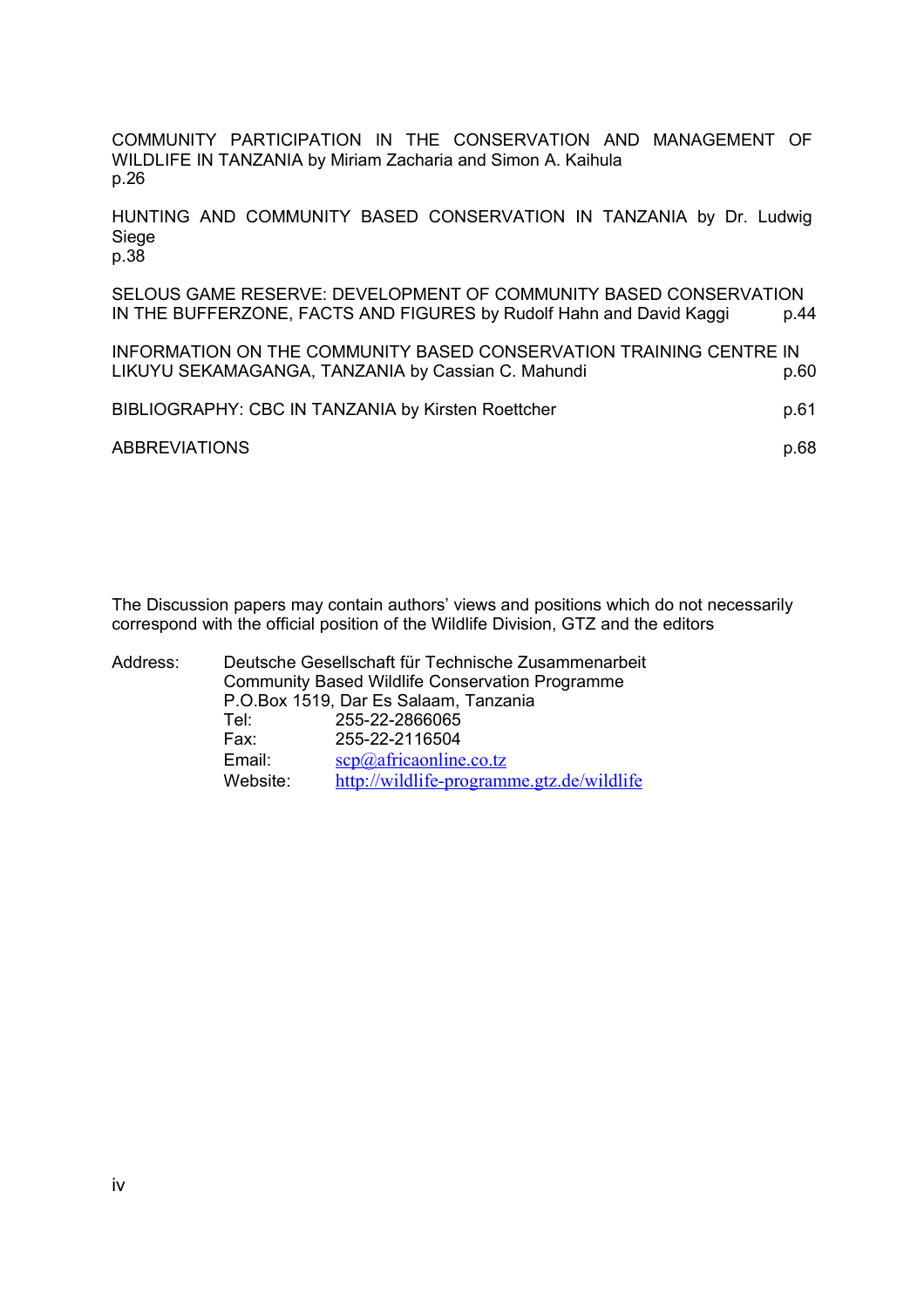COMMUNITY PARTICIPATION IN THE CONSERVATION AND MANAGEMENT OF WILDLIFE IN TANZANIA by Miriam Zacharia and Simon A. Kaihula
p.26

HUNTING AND COMMUNITY BASED CONSERVATION IN TANZANIA by Dr. Ludwig Siege
p.38

SELOUS GAME RESERVE: DEVELOPMENT OF COMMUNITY BASED CONSERVATION IN THE BUFFERZONE, FACTS AND FIGURES by Rudolf Hahn and David Kaggi p.44

INFORMATION ON THE COMMUNITY BASED CONSERVATION TRAINING CENTRE IN LIKUYU SEKAMAGANGA, TANZANIA by Cassian C. Mahundi p.60

BIBLIOGRAPHY: CBC IN TANZANIA by Kirsten Roettcher p.61

ABBREVIATIONS p.68

The Discussion papers may contain authors' views and positions which do not necessarily correspond with the official position of the Wildlife Division, GTZ and the editors

Address: Deutsche Gesellschaft für Technische Zusammenarbeit
Community Based Wildlife Conservation Programme
P.O.Box 1519, Dar Es Salaam, Tanzania
Tel: 255-22-2866065
Fax: 255-22-2116504
Email: scp@africaonline.co.tz
Website: http://wildlife-programme.gtz.de/wildlife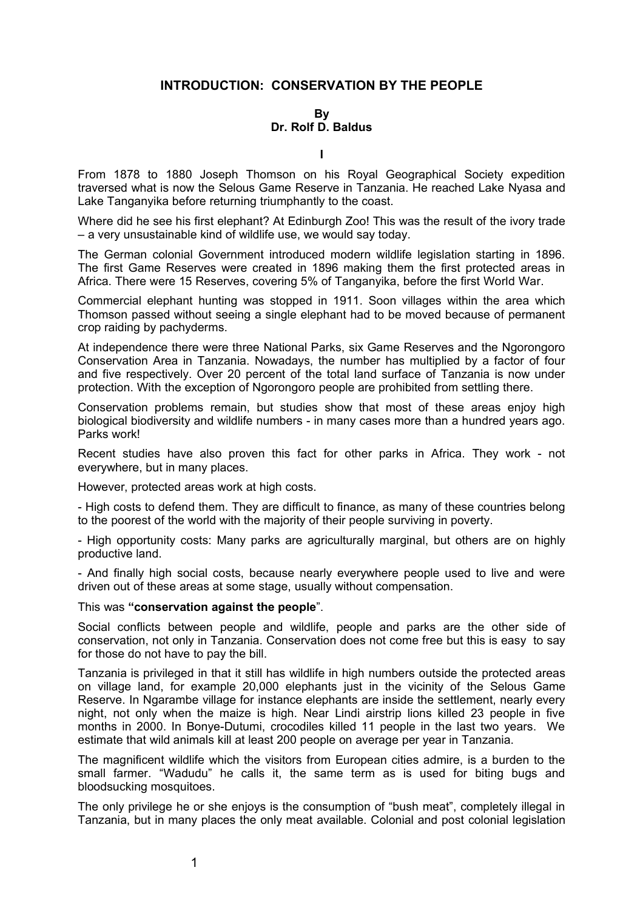## INTRODUCTION: CONSERVATION BY THE PEOPLE

**By**
**Dr. Rolf D. Baldus**

**I**

From 1878 to 1880 Joseph Thomson on his Royal Geographical Society expedition traversed what is now the Selous Game Reserve in Tanzania. He reached Lake Nyasa and Lake Tanganyika before returning triumphantly to the coast.

Where did he see his first elephant? At Edinburgh Zoo! This was the result of the ivory trade – a very unsustainable kind of wildlife use, we would say today.

The German colonial Government introduced modern wildlife legislation starting in 1896. The first Game Reserves were created in 1896 making them the first protected areas in Africa. There were 15 Reserves, covering 5% of Tanganyika, before the first World War.

Commercial elephant hunting was stopped in 1911. Soon villages within the area which Thomson passed without seeing a single elephant had to be moved because of permanent crop raiding by pachyderms.

At independence there were three National Parks, six Game Reserves and the Ngorongoro Conservation Area in Tanzania. Nowadays, the number has multiplied by a factor of four and five respectively. Over 20 percent of the total land surface of Tanzania is now under protection. With the exception of Ngorongoro people are prohibited from settling there.

Conservation problems remain, but studies show that most of these areas enjoy high biological biodiversity and wildlife numbers - in many cases more than a hundred years ago. Parks work!

Recent studies have also proven this fact for other parks in Africa. They work - not everywhere, but in many places.

However, protected areas work at high costs.

- High costs to defend them. They are difficult to finance, as many of these countries belong to the poorest of the world with the majority of their people surviving in poverty.

- High opportunity costs: Many parks are agriculturally marginal, but others are on highly productive land.

- And finally high social costs, because nearly everywhere people used to live and were driven out of these areas at some stage, usually without compensation.

This was **"conservation against the people**".

Social conflicts between people and wildlife, people and parks are the other side of conservation, not only in Tanzania. Conservation does not come free but this is easy to say for those do not have to pay the bill.

Tanzania is privileged in that it still has wildlife in high numbers outside the protected areas on village land, for example 20,000 elephants just in the vicinity of the Selous Game Reserve. In Ngarambe village for instance elephants are inside the settlement, nearly every night, not only when the maize is high. Near Lindi airstrip lions killed 23 people in five months in 2000. In Bonye-Dutumi, crocodiles killed 11 people in the last two years. We estimate that wild animals kill at least 200 people on average per year in Tanzania.

The magnificent wildlife which the visitors from European cities admire, is a burden to the small farmer. "Wadudu" he calls it, the same term as is used for biting bugs and bloodsucking mosquitoes.

The only privilege he or she enjoys is the consumption of "bush meat", completely illegal in Tanzania, but in many places the only meat available. Colonial and post colonial legislation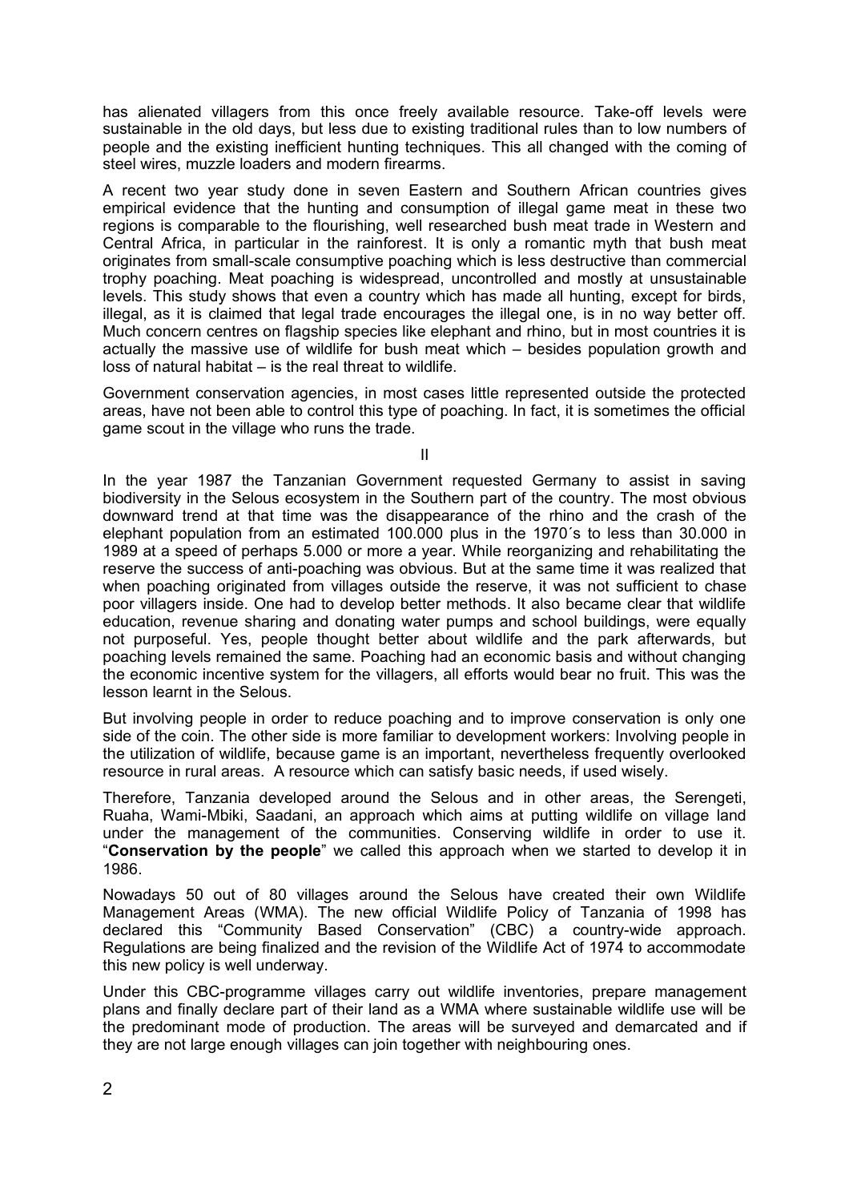has alienated villagers from this once freely available resource. Take-off levels were sustainable in the old days, but less due to existing traditional rules than to low numbers of people and the existing inefficient hunting techniques. This all changed with the coming of steel wires, muzzle loaders and modern firearms.

A recent two year study done in seven Eastern and Southern African countries gives empirical evidence that the hunting and consumption of illegal game meat in these two regions is comparable to the flourishing, well researched bush meat trade in Western and Central Africa, in particular in the rainforest. It is only a romantic myth that bush meat originates from small-scale consumptive poaching which is less destructive than commercial trophy poaching. Meat poaching is widespread, uncontrolled and mostly at unsustainable levels. This study shows that even a country which has made all hunting, except for birds, illegal, as it is claimed that legal trade encourages the illegal one, is in no way better off. Much concern centres on flagship species like elephant and rhino, but in most countries it is actually the massive use of wildlife for bush meat which – besides population growth and loss of natural habitat – is the real threat to wildlife.

Government conservation agencies, in most cases little represented outside the protected areas, have not been able to control this type of poaching. In fact, it is sometimes the official game scout in the village who runs the trade.

II

In the year 1987 the Tanzanian Government requested Germany to assist in saving biodiversity in the Selous ecosystem in the Southern part of the country. The most obvious downward trend at that time was the disappearance of the rhino and the crash of the elephant population from an estimated 100.000 plus in the 1970´s to less than 30.000 in 1989 at a speed of perhaps 5.000 or more a year. While reorganizing and rehabilitating the reserve the success of anti-poaching was obvious. But at the same time it was realized that when poaching originated from villages outside the reserve, it was not sufficient to chase poor villagers inside. One had to develop better methods. It also became clear that wildlife education, revenue sharing and donating water pumps and school buildings, were equally not purposeful. Yes, people thought better about wildlife and the park afterwards, but poaching levels remained the same. Poaching had an economic basis and without changing the economic incentive system for the villagers, all efforts would bear no fruit. This was the lesson learnt in the Selous.

But involving people in order to reduce poaching and to improve conservation is only one side of the coin. The other side is more familiar to development workers: Involving people in the utilization of wildlife, because game is an important, nevertheless frequently overlooked resource in rural areas. A resource which can satisfy basic needs, if used wisely.

Therefore, Tanzania developed around the Selous and in other areas, the Serengeti, Ruaha, Wami-Mbiki, Saadani, an approach which aims at putting wildlife on village land under the management of the communities. Conserving wildlife in order to use it. "**Conservation by the people**" we called this approach when we started to develop it in 1986.

Nowadays 50 out of 80 villages around the Selous have created their own Wildlife Management Areas (WMA). The new official Wildlife Policy of Tanzania of 1998 has declared this "Community Based Conservation" (CBC) a country-wide approach. Regulations are being finalized and the revision of the Wildlife Act of 1974 to accommodate this new policy is well underway.

Under this CBC-programme villages carry out wildlife inventories, prepare management plans and finally declare part of their land as a WMA where sustainable wildlife use will be the predominant mode of production. The areas will be surveyed and demarcated and if they are not large enough villages can join together with neighbouring ones.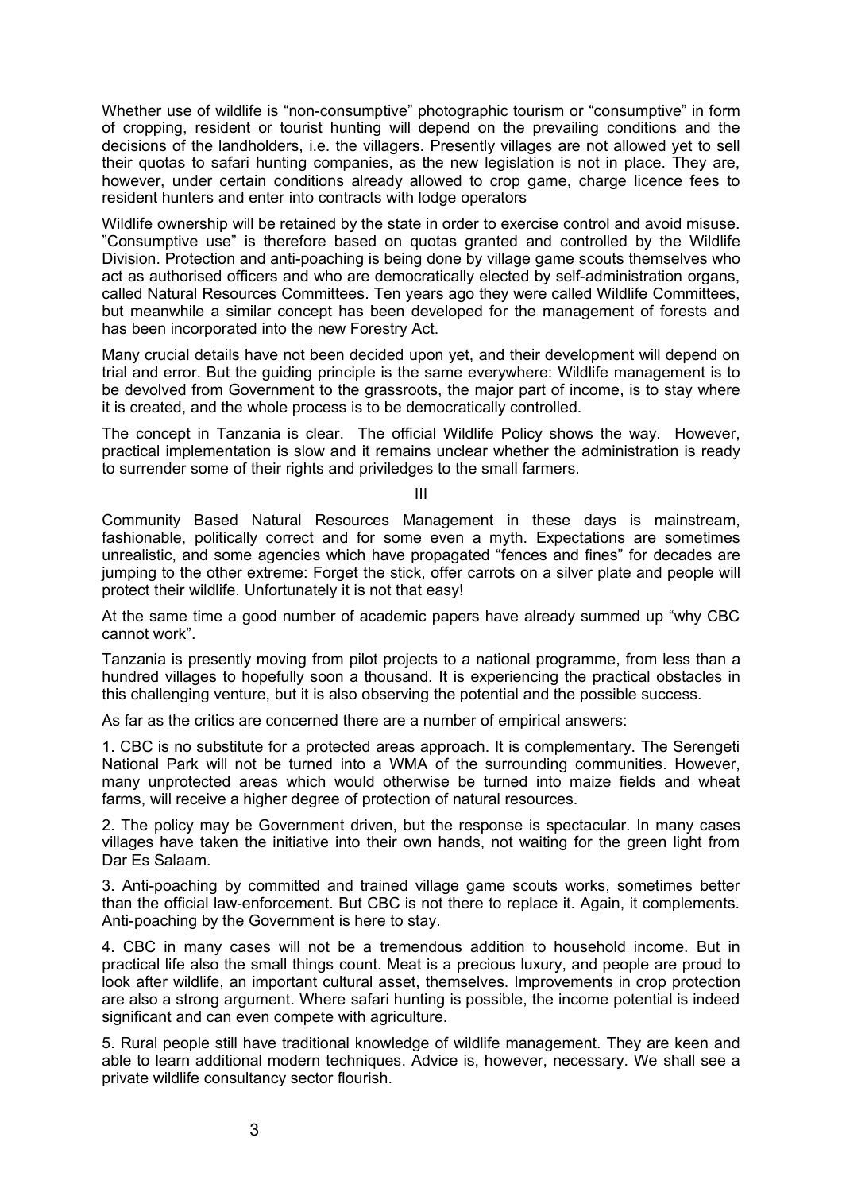Whether use of wildlife is "non-consumptive" photographic tourism or "consumptive" in form of cropping, resident or tourist hunting will depend on the prevailing conditions and the decisions of the landholders, i.e. the villagers. Presently villages are not allowed yet to sell their quotas to safari hunting companies, as the new legislation is not in place. They are, however, under certain conditions already allowed to crop game, charge licence fees to resident hunters and enter into contracts with lodge operators

Wildlife ownership will be retained by the state in order to exercise control and avoid misuse. "Consumptive use" is therefore based on quotas granted and controlled by the Wildlife Division. Protection and anti-poaching is being done by village game scouts themselves who act as authorised officers and who are democratically elected by self-administration organs, called Natural Resources Committees. Ten years ago they were called Wildlife Committees, but meanwhile a similar concept has been developed for the management of forests and has been incorporated into the new Forestry Act.

Many crucial details have not been decided upon yet, and their development will depend on trial and error. But the guiding principle is the same everywhere: Wildlife management is to be devolved from Government to the grassroots, the major part of income, is to stay where it is created, and the whole process is to be democratically controlled.

The concept in Tanzania is clear. The official Wildlife Policy shows the way. However, practical implementation is slow and it remains unclear whether the administration is ready to surrender some of their rights and priviledges to the small farmers.

## III

Community Based Natural Resources Management in these days is mainstream, fashionable, politically correct and for some even a myth. Expectations are sometimes unrealistic, and some agencies which have propagated "fences and fines" for decades are jumping to the other extreme: Forget the stick, offer carrots on a silver plate and people will protect their wildlife. Unfortunately it is not that easy!

At the same time a good number of academic papers have already summed up "why CBC cannot work".

Tanzania is presently moving from pilot projects to a national programme, from less than a hundred villages to hopefully soon a thousand. It is experiencing the practical obstacles in this challenging venture, but it is also observing the potential and the possible success.

As far as the critics are concerned there are a number of empirical answers:

1. CBC is no substitute for a protected areas approach. It is complementary. The Serengeti National Park will not be turned into a WMA of the surrounding communities. However, many unprotected areas which would otherwise be turned into maize fields and wheat farms, will receive a higher degree of protection of natural resources.

2. The policy may be Government driven, but the response is spectacular. In many cases villages have taken the initiative into their own hands, not waiting for the green light from Dar Es Salaam.

3. Anti-poaching by committed and trained village game scouts works, sometimes better than the official law-enforcement. But CBC is not there to replace it. Again, it complements. Anti-poaching by the Government is here to stay.

4. CBC in many cases will not be a tremendous addition to household income. But in practical life also the small things count. Meat is a precious luxury, and people are proud to look after wildlife, an important cultural asset, themselves. Improvements in crop protection are also a strong argument. Where safari hunting is possible, the income potential is indeed significant and can even compete with agriculture.

5. Rural people still have traditional knowledge of wildlife management. They are keen and able to learn additional modern techniques. Advice is, however, necessary. We shall see a private wildlife consultancy sector flourish.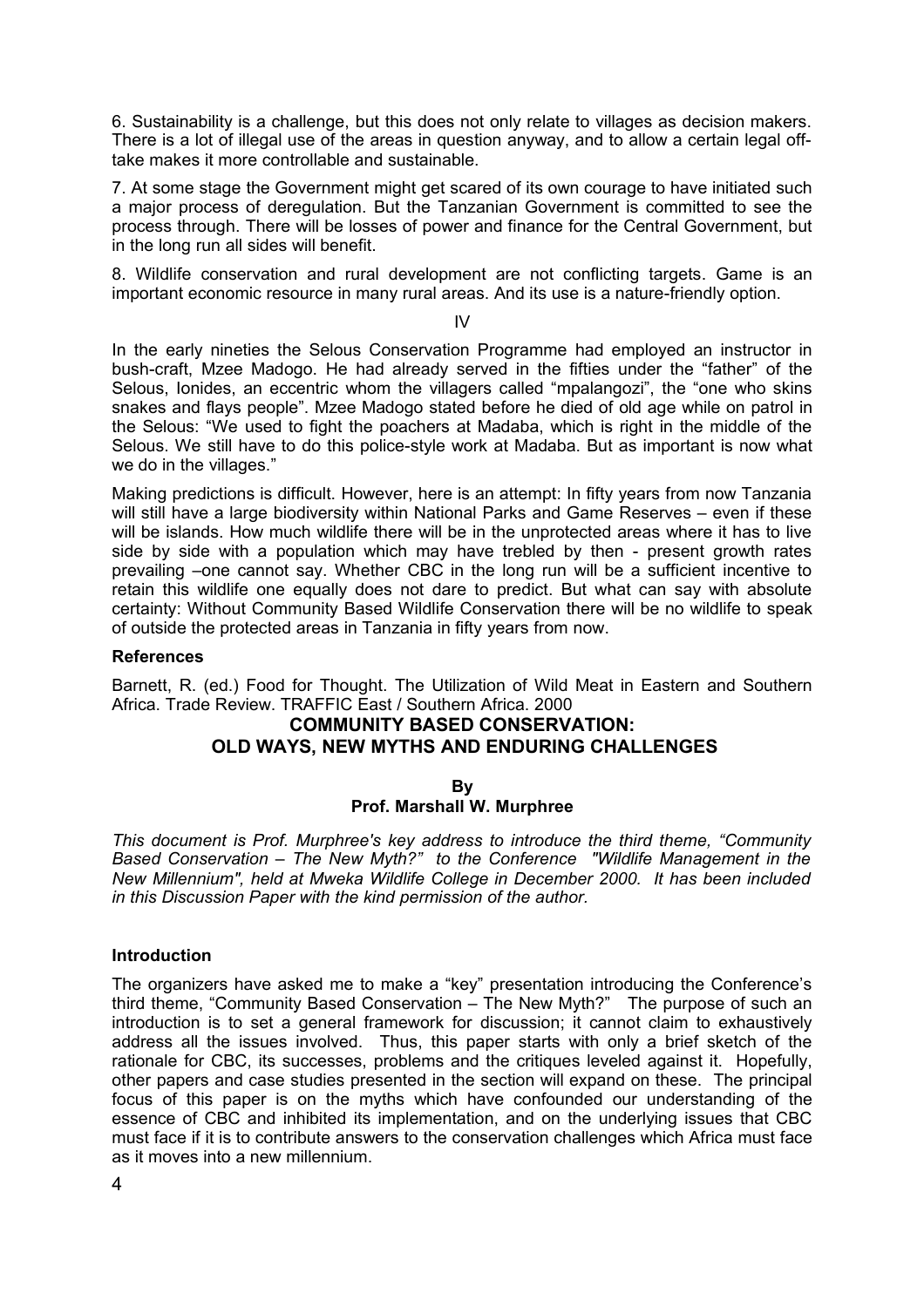6. Sustainability is a challenge, but this does not only relate to villages as decision makers. There is a lot of illegal use of the areas in question anyway, and to allow a certain legal off-take makes it more controllable and sustainable.

7. At some stage the Government might get scared of its own courage to have initiated such a major process of deregulation. But the Tanzanian Government is committed to see the process through. There will be losses of power and finance for the Central Government, but in the long run all sides will benefit.

8. Wildlife conservation and rural development are not conflicting targets. Game is an important economic resource in many rural areas. And its use is a nature-friendly option.

IV

In the early nineties the Selous Conservation Programme had employed an instructor in bush-craft, Mzee Madogo. He had already served in the fifties under the "father" of the Selous, Ionides, an eccentric whom the villagers called "mpalangozi", the "one who skins snakes and flays people". Mzee Madogo stated before he died of old age while on patrol in the Selous: "We used to fight the poachers at Madaba, which is right in the middle of the Selous. We still have to do this police-style work at Madaba. But as important is now what we do in the villages."

Making predictions is difficult. However, here is an attempt: In fifty years from now Tanzania will still have a large biodiversity within National Parks and Game Reserves – even if these will be islands. How much wildlife there will be in the unprotected areas where it has to live side by side with a population which may have trebled by then - present growth rates prevailing –one cannot say. Whether CBC in the long run will be a sufficient incentive to retain this wildlife one equally does not dare to predict. But what can say with absolute certainty: Without Community Based Wildlife Conservation there will be no wildlife to speak of outside the protected areas in Tanzania in fifty years from now.

**References**

Barnett, R. (ed.) Food for Thought. The Utilization of Wild Meat in Eastern and Southern Africa. Trade Review. TRAFFIC East / Southern Africa. 2000

## COMMUNITY BASED CONSERVATION: OLD WAYS, NEW MYTHS AND ENDURING CHALLENGES

**By**
**Prof. Marshall W. Murphree**

*This document is Prof. Murphree's key address to introduce the third theme, "Community Based Conservation – The New Myth?" to the Conference "Wildlife Management in the New Millennium", held at Mweka Wildlife College in December 2000. It has been included in this Discussion Paper with the kind permission of the author.*

### Introduction

The organizers have asked me to make a "key" presentation introducing the Conference's third theme, "Community Based Conservation – The New Myth?" The purpose of such an introduction is to set a general framework for discussion; it cannot claim to exhaustively address all the issues involved. Thus, this paper starts with only a brief sketch of the rationale for CBC, its successes, problems and the critiques leveled against it. Hopefully, other papers and case studies presented in the section will expand on these. The principal focus of this paper is on the myths which have confounded our understanding of the essence of CBC and inhibited its implementation, and on the underlying issues that CBC must face if it is to contribute answers to the conservation challenges which Africa must face as it moves into a new millennium.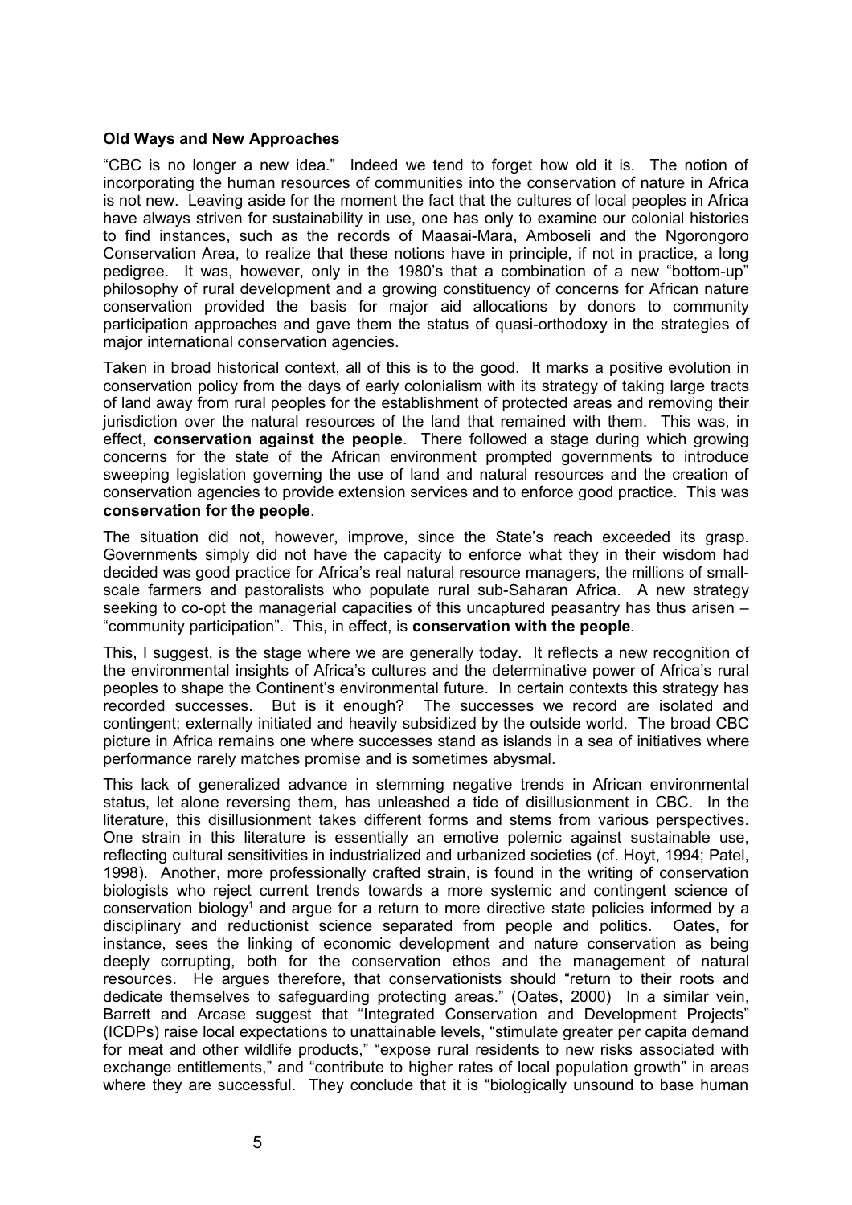**Old Ways and New Approaches**

"CBC is no longer a new idea." Indeed we tend to forget how old it is. The notion of incorporating the human resources of communities into the conservation of nature in Africa is not new. Leaving aside for the moment the fact that the cultures of local peoples in Africa have always striven for sustainability in use, one has only to examine our colonial histories to find instances, such as the records of Maasai-Mara, Amboseli and the Ngorongoro Conservation Area, to realize that these notions have in principle, if not in practice, a long pedigree. It was, however, only in the 1980's that a combination of a new "bottom-up" philosophy of rural development and a growing constituency of concerns for African nature conservation provided the basis for major aid allocations by donors to community participation approaches and gave them the status of quasi-orthodoxy in the strategies of major international conservation agencies.

Taken in broad historical context, all of this is to the good. It marks a positive evolution in conservation policy from the days of early colonialism with its strategy of taking large tracts of land away from rural peoples for the establishment of protected areas and removing their jurisdiction over the natural resources of the land that remained with them. This was, in effect, **conservation against the people**. There followed a stage during which growing concerns for the state of the African environment prompted governments to introduce sweeping legislation governing the use of land and natural resources and the creation of conservation agencies to provide extension services and to enforce good practice. This was **conservation for the people**.

The situation did not, however, improve, since the State's reach exceeded its grasp. Governments simply did not have the capacity to enforce what they in their wisdom had decided was good practice for Africa's real natural resource managers, the millions of small-scale farmers and pastoralists who populate rural sub-Saharan Africa. A new strategy seeking to co-opt the managerial capacities of this uncaptured peasantry has thus arisen – "community participation". This, in effect, is **conservation with the people**.

This, I suggest, is the stage where we are generally today. It reflects a new recognition of the environmental insights of Africa's cultures and the determinative power of Africa's rural peoples to shape the Continent's environmental future. In certain contexts this strategy has recorded successes. But is it enough? The successes we record are isolated and contingent; externally initiated and heavily subsidized by the outside world. The broad CBC picture in Africa remains one where successes stand as islands in a sea of initiatives where performance rarely matches promise and is sometimes abysmal.

This lack of generalized advance in stemming negative trends in African environmental status, let alone reversing them, has unleashed a tide of disillusionment in CBC. In the literature, this disillusionment takes different forms and stems from various perspectives. One strain in this literature is essentially an emotive polemic against sustainable use, reflecting cultural sensitivities in industrialized and urbanized societies (cf. Hoyt, 1994; Patel, 1998). Another, more professionally crafted strain, is found in the writing of conservation biologists who reject current trends towards a more systemic and contingent science of conservation biology[1] and argue for a return to more directive state policies informed by a disciplinary and reductionist science separated from people and politics. Oates, for instance, sees the linking of economic development and nature conservation as being deeply corrupting, both for the conservation ethos and the management of natural resources. He argues therefore, that conservationists should "return to their roots and dedicate themselves to safeguarding protecting areas." (Oates, 2000) In a similar vein, Barrett and Arcase suggest that "Integrated Conservation and Development Projects" (ICDPs) raise local expectations to unattainable levels, "stimulate greater per capita demand for meat and other wildlife products," "expose rural residents to new risks associated with exchange entitlements," and "contribute to higher rates of local population growth" in areas where they are successful. They conclude that it is "biologically unsound to base human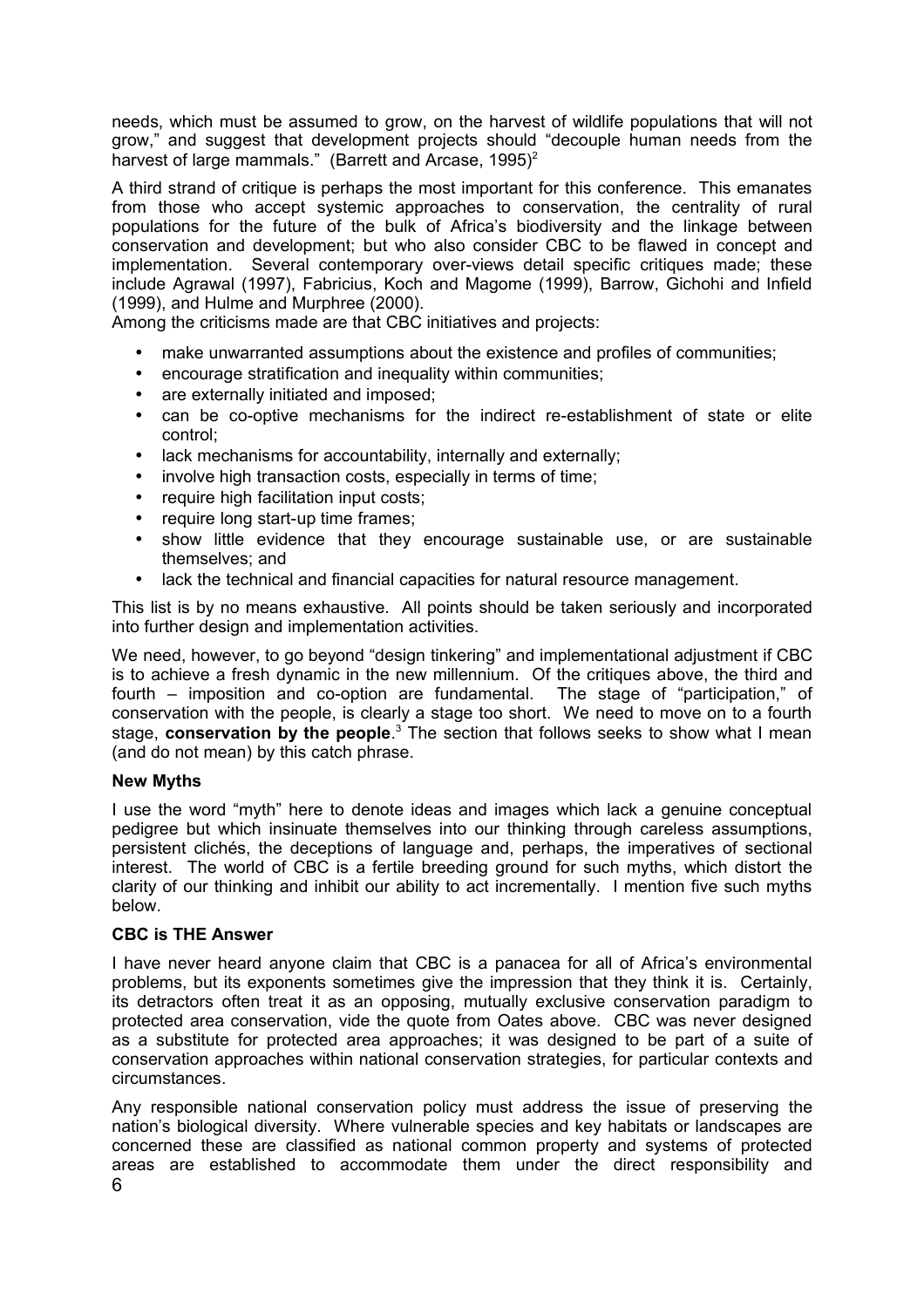needs, which must be assumed to grow, on the harvest of wildlife populations that will not grow," and suggest that development projects should "decouple human needs from the harvest of large mammals." (Barrett and Arcase, 1995)[2]

A third strand of critique is perhaps the most important for this conference. This emanates from those who accept systemic approaches to conservation, the centrality of rural populations for the future of the bulk of Africa's biodiversity and the linkage between conservation and development; but who also consider CBC to be flawed in concept and implementation. Several contemporary over-views detail specific critiques made; these include Agrawal (1997), Fabricius, Koch and Magome (1999), Barrow, Gichohi and Infield (1999), and Hulme and Murphree (2000).

Among the criticisms made are that CBC initiatives and projects:

- make unwarranted assumptions about the existence and profiles of communities;
- encourage stratification and inequality within communities;
- are externally initiated and imposed;
- can be co-optive mechanisms for the indirect re-establishment of state or elite control;
- lack mechanisms for accountability, internally and externally;
- involve high transaction costs, especially in terms of time;
- require high facilitation input costs;
- require long start-up time frames;
- show little evidence that they encourage sustainable use, or are sustainable themselves; and
- lack the technical and financial capacities for natural resource management.

This list is by no means exhaustive. All points should be taken seriously and incorporated into further design and implementation activities.

We need, however, to go beyond "design tinkering" and implementational adjustment if CBC is to achieve a fresh dynamic in the new millennium. Of the critiques above, the third and fourth – imposition and co-option are fundamental. The stage of "participation," of conservation with the people, is clearly a stage too short. We need to move on to a fourth stage, **conservation by the people**.[3] The section that follows seeks to show what I mean (and do not mean) by this catch phrase.

**New Myths**

I use the word "myth" here to denote ideas and images which lack a genuine conceptual pedigree but which insinuate themselves into our thinking through careless assumptions, persistent clichés, the deceptions of language and, perhaps, the imperatives of sectional interest. The world of CBC is a fertile breeding ground for such myths, which distort the clarity of our thinking and inhibit our ability to act incrementally. I mention five such myths below.

**CBC is THE Answer**

I have never heard anyone claim that CBC is a panacea for all of Africa's environmental problems, but its exponents sometimes give the impression that they think it is. Certainly, its detractors often treat it as an opposing, mutually exclusive conservation paradigm to protected area conservation, vide the quote from Oates above. CBC was never designed as a substitute for protected area approaches; it was designed to be part of a suite of conservation approaches within national conservation strategies, for particular contexts and circumstances.

Any responsible national conservation policy must address the issue of preserving the nation's biological diversity. Where vulnerable species and key habitats or landscapes are concerned these are classified as national common property and systems of protected areas are established to accommodate them under the direct responsibility and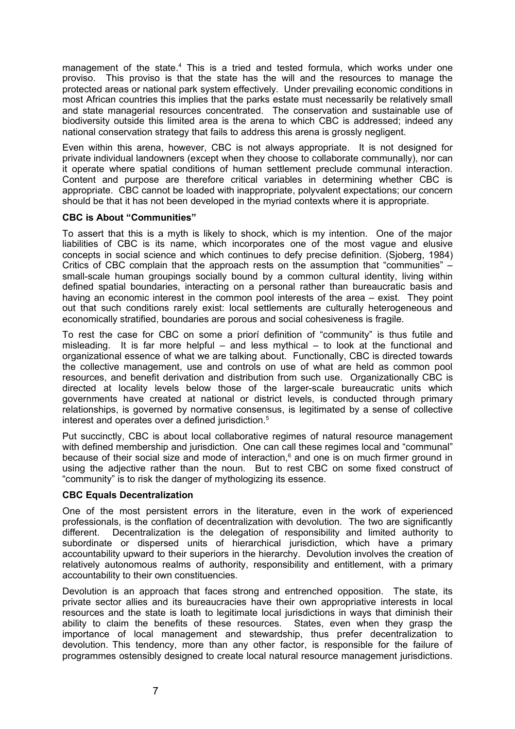management of the state.[4] This is a tried and tested formula, which works under one proviso. This proviso is that the state has the will and the resources to manage the protected areas or national park system effectively. Under prevailing economic conditions in most African countries this implies that the parks estate must necessarily be relatively small and state managerial resources concentrated. The conservation and sustainable use of biodiversity outside this limited area is the arena to which CBC is addressed; indeed any national conservation strategy that fails to address this arena is grossly negligent.

Even within this arena, however, CBC is not always appropriate. It is not designed for private individual landowners (except when they choose to collaborate communally), nor can it operate where spatial conditions of human settlement preclude communal interaction. Content and purpose are therefore critical variables in determining whether CBC is appropriate. CBC cannot be loaded with inappropriate, polyvalent expectations; our concern should be that it has not been developed in the myriad contexts where it is appropriate.

### CBC is About "Communities"

To assert that this is a myth is likely to shock, which is my intention. One of the major liabilities of CBC is its name, which incorporates one of the most vague and elusive concepts in social science and which continues to defy precise definition. (Sjoberg, 1984) Critics of CBC complain that the approach rests on the assumption that "communities" – small-scale human groupings socially bound by a common cultural identity, living within defined spatial boundaries, interacting on a personal rather than bureaucratic basis and having an economic interest in the common pool interests of the area – exist. They point out that such conditions rarely exist: local settlements are culturally heterogeneous and economically stratified, boundaries are porous and social cohesiveness is fragile.

To rest the case for CBC on some a priorí definition of "community" is thus futile and misleading. It is far more helpful – and less mythical – to look at the functional and organizational essence of what we are talking about. Functionally, CBC is directed towards the collective management, use and controls on use of what are held as common pool resources, and benefit derivation and distribution from such use. Organizationally CBC is directed at locality levels below those of the larger-scale bureaucratic units which governments have created at national or district levels, is conducted through primary relationships, is governed by normative consensus, is legitimated by a sense of collective interest and operates over a defined jurisdiction.[5]

Put succinctly, CBC is about local collaborative regimes of natural resource management with defined membership and jurisdiction. One can call these regimes local and "communal" because of their social size and mode of interaction,[6] and one is on much firmer ground in using the adjective rather than the noun. But to rest CBC on some fixed construct of "community" is to risk the danger of mythologizing its essence.

### CBC Equals Decentralization

One of the most persistent errors in the literature, even in the work of experienced professionals, is the conflation of decentralization with devolution. The two are significantly different. Decentralization is the delegation of responsibility and limited authority to subordinate or dispersed units of hierarchical jurisdiction, which have a primary accountability upward to their superiors in the hierarchy. Devolution involves the creation of relatively autonomous realms of authority, responsibility and entitlement, with a primary accountability to their own constituencies.

Devolution is an approach that faces strong and entrenched opposition. The state, its private sector allies and its bureaucracies have their own appropriative interests in local resources and the state is loath to legitimate local jurisdictions in ways that diminish their ability to claim the benefits of these resources. States, even when they grasp the importance of local management and stewardship, thus prefer decentralization to devolution. This tendency, more than any other factor, is responsible for the failure of programmes ostensibly designed to create local natural resource management jurisdictions.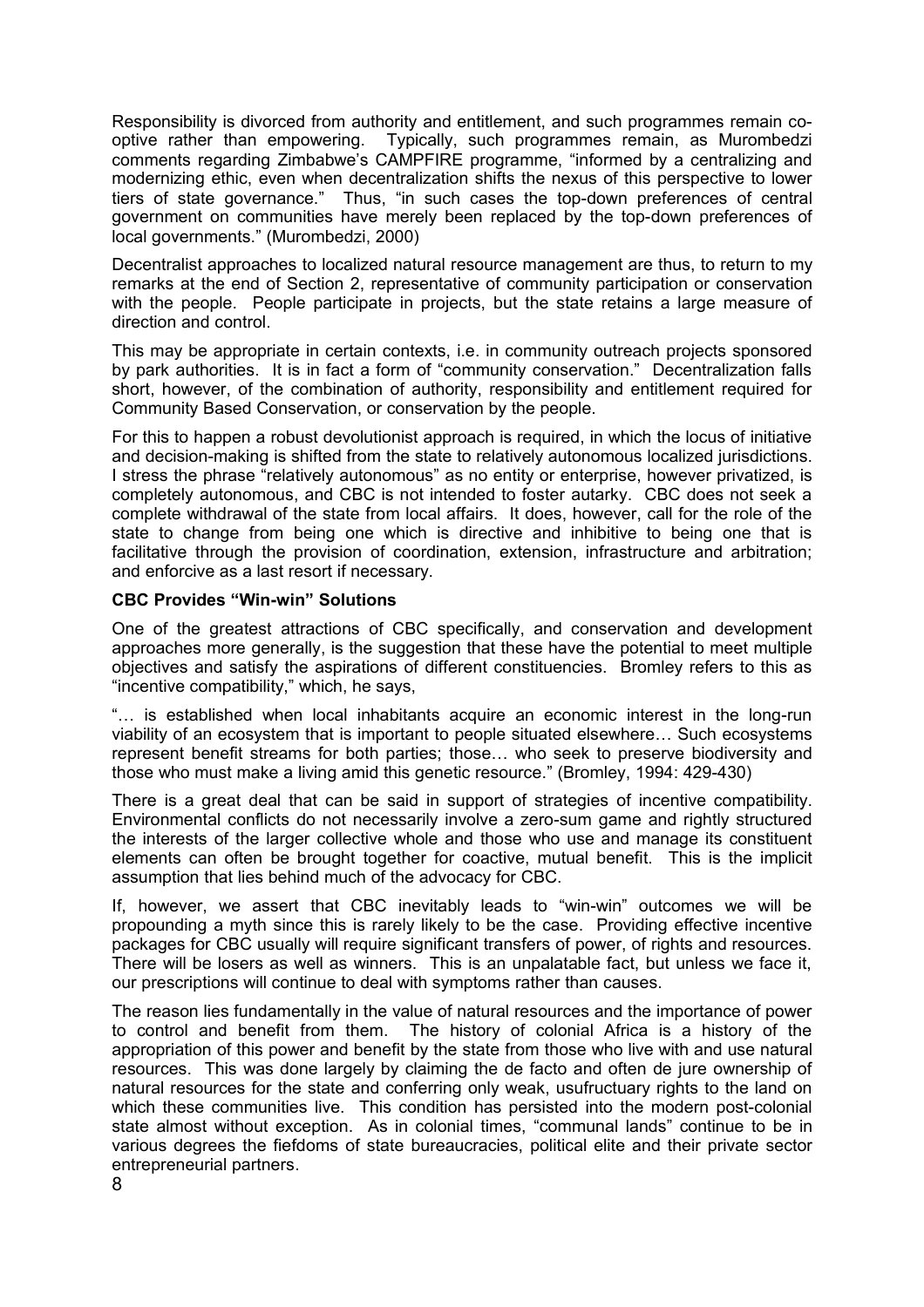Responsibility is divorced from authority and entitlement, and such programmes remain co-optive rather than empowering. Typically, such programmes remain, as Murombedzi comments regarding Zimbabwe's CAMPFIRE programme, "informed by a centralizing and modernizing ethic, even when decentralization shifts the nexus of this perspective to lower tiers of state governance." Thus, "in such cases the top-down preferences of central government on communities have merely been replaced by the top-down preferences of local governments." (Murombedzi, 2000)

Decentralist approaches to localized natural resource management are thus, to return to my remarks at the end of Section 2, representative of community participation or conservation with the people. People participate in projects, but the state retains a large measure of direction and control.

This may be appropriate in certain contexts, i.e. in community outreach projects sponsored by park authorities. It is in fact a form of "community conservation." Decentralization falls short, however, of the combination of authority, responsibility and entitlement required for Community Based Conservation, or conservation by the people.

For this to happen a robust devolutionist approach is required, in which the locus of initiative and decision-making is shifted from the state to relatively autonomous localized jurisdictions. I stress the phrase "relatively autonomous" as no entity or enterprise, however privatized, is completely autonomous, and CBC is not intended to foster autarky. CBC does not seek a complete withdrawal of the state from local affairs. It does, however, call for the role of the state to change from being one which is directive and inhibitive to being one that is facilitative through the provision of coordination, extension, infrastructure and arbitration; and enforcive as a last resort if necessary.

**CBC Provides "Win-win" Solutions**

One of the greatest attractions of CBC specifically, and conservation and development approaches more generally, is the suggestion that these have the potential to meet multiple objectives and satisfy the aspirations of different constituencies. Bromley refers to this as "incentive compatibility," which, he says,

"… is established when local inhabitants acquire an economic interest in the long-run viability of an ecosystem that is important to people situated elsewhere… Such ecosystems represent benefit streams for both parties; those… who seek to preserve biodiversity and those who must make a living amid this genetic resource." (Bromley, 1994: 429-430)

There is a great deal that can be said in support of strategies of incentive compatibility. Environmental conflicts do not necessarily involve a zero-sum game and rightly structured the interests of the larger collective whole and those who use and manage its constituent elements can often be brought together for coactive, mutual benefit. This is the implicit assumption that lies behind much of the advocacy for CBC.

If, however, we assert that CBC inevitably leads to "win-win" outcomes we will be propounding a myth since this is rarely likely to be the case. Providing effective incentive packages for CBC usually will require significant transfers of power, of rights and resources. There will be losers as well as winners. This is an unpalatable fact, but unless we face it, our prescriptions will continue to deal with symptoms rather than causes.

The reason lies fundamentally in the value of natural resources and the importance of power to control and benefit from them. The history of colonial Africa is a history of the appropriation of this power and benefit by the state from those who live with and use natural resources. This was done largely by claiming the de facto and often de jure ownership of natural resources for the state and conferring only weak, usufructuary rights to the land on which these communities live. This condition has persisted into the modern post-colonial state almost without exception. As in colonial times, "communal lands" continue to be in various degrees the fiefdoms of state bureaucracies, political elite and their private sector entrepreneurial partners.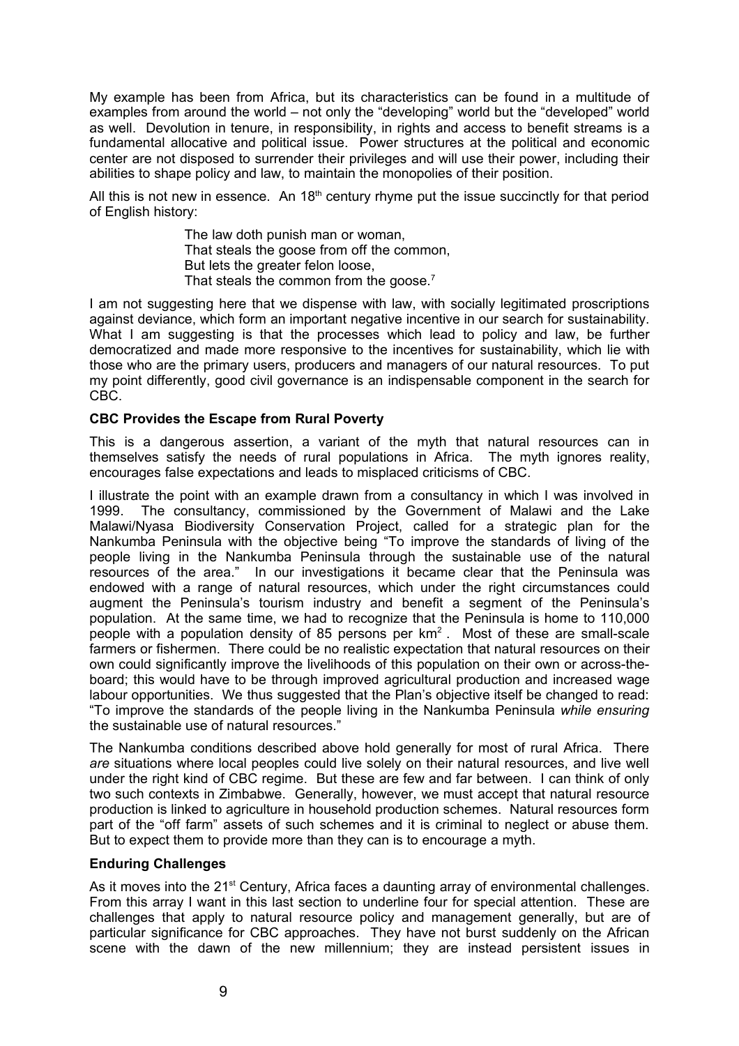My example has been from Africa, but its characteristics can be found in a multitude of examples from around the world – not only the "developing" world but the "developed" world as well. Devolution in tenure, in responsibility, in rights and access to benefit streams is a fundamental allocative and political issue. Power structures at the political and economic center are not disposed to surrender their privileges and will use their power, including their abilities to shape policy and law, to maintain the monopolies of their position.

All this is not new in essence. An 18th century rhyme put the issue succinctly for that period of English history:

> The law doth punish man or woman,
> That steals the goose from off the common,
> But lets the greater felon loose,
> That steals the common from the goose.[7]

I am not suggesting here that we dispense with law, with socially legitimated proscriptions against deviance, which form an important negative incentive in our search for sustainability. What I am suggesting is that the processes which lead to policy and law, be further democratized and made more responsive to the incentives for sustainability, which lie with those who are the primary users, producers and managers of our natural resources. To put my point differently, good civil governance is an indispensable component in the search for CBC.

**CBC Provides the Escape from Rural Poverty**

This is a dangerous assertion, a variant of the myth that natural resources can in themselves satisfy the needs of rural populations in Africa. The myth ignores reality, encourages false expectations and leads to misplaced criticisms of CBC.

I illustrate the point with an example drawn from a consultancy in which I was involved in 1999. The consultancy, commissioned by the Government of Malawi and the Lake Malawi/Nyasa Biodiversity Conservation Project, called for a strategic plan for the Nankumba Peninsula with the objective being "To improve the standards of living of the people living in the Nankumba Peninsula through the sustainable use of the natural resources of the area." In our investigations it became clear that the Peninsula was endowed with a range of natural resources, which under the right circumstances could augment the Peninsula's tourism industry and benefit a segment of the Peninsula's population. At the same time, we had to recognize that the Peninsula is home to 110,000 people with a population density of 85 persons per km$^2$. Most of these are small-scale farmers or fishermen. There could be no realistic expectation that natural resources on their own could significantly improve the livelihoods of this population on their own or across-the-board; this would have to be through improved agricultural production and increased wage labour opportunities. We thus suggested that the Plan's objective itself be changed to read: "To improve the standards of the people living in the Nankumba Peninsula *while ensuring* the sustainable use of natural resources."

The Nankumba conditions described above hold generally for most of rural Africa. There *are* situations where local peoples could live solely on their natural resources, and live well under the right kind of CBC regime. But these are few and far between. I can think of only two such contexts in Zimbabwe. Generally, however, we must accept that natural resource production is linked to agriculture in household production schemes. Natural resources form part of the "off farm" assets of such schemes and it is criminal to neglect or abuse them. But to expect them to provide more than they can is to encourage a myth.

**Enduring Challenges**

As it moves into the 21st Century, Africa faces a daunting array of environmental challenges. From this array I want in this last section to underline four for special attention. These are challenges that apply to natural resource policy and management generally, but are of particular significance for CBC approaches. They have not burst suddenly on the African scene with the dawn of the new millennium; they are instead persistent issues in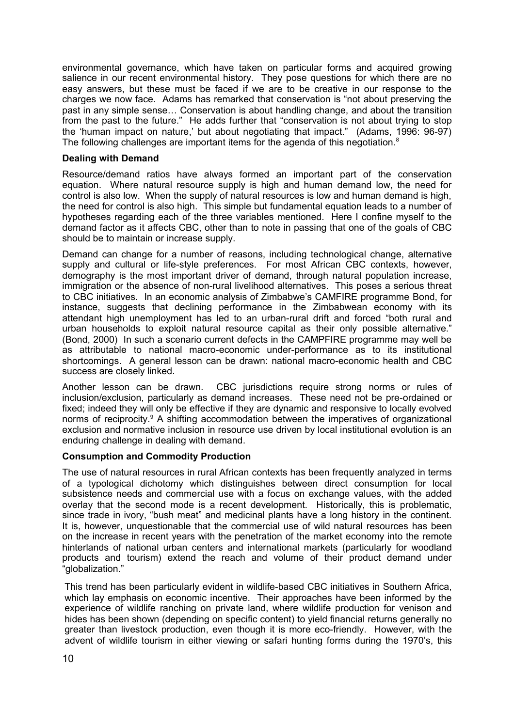environmental governance, which have taken on particular forms and acquired growing salience in our recent environmental history. They pose questions for which there are no easy answers, but these must be faced if we are to be creative in our response to the charges we now face. Adams has remarked that conservation is "not about preserving the past in any simple sense… Conservation is about handling change, and about the transition from the past to the future." He adds further that "conservation is not about trying to stop the 'human impact on nature,' but about negotiating that impact." (Adams, 1996: 96-97) The following challenges are important items for the agenda of this negotiation.[8]

**Dealing with Demand**

Resource/demand ratios have always formed an important part of the conservation equation. Where natural resource supply is high and human demand low, the need for control is also low. When the supply of natural resources is low and human demand is high, the need for control is also high. This simple but fundamental equation leads to a number of hypotheses regarding each of the three variables mentioned. Here I confine myself to the demand factor as it affects CBC, other than to note in passing that one of the goals of CBC should be to maintain or increase supply.

Demand can change for a number of reasons, including technological change, alternative supply and cultural or life-style preferences. For most African CBC contexts, however, demography is the most important driver of demand, through natural population increase, immigration or the absence of non-rural livelihood alternatives. This poses a serious threat to CBC initiatives. In an economic analysis of Zimbabwe's CAMFIRE programme Bond, for instance, suggests that declining performance in the Zimbabwean economy with its attendant high unemployment has led to an urban-rural drift and forced "both rural and urban households to exploit natural resource capital as their only possible alternative." (Bond, 2000) In such a scenario current defects in the CAMPFIRE programme may well be as attributable to national macro-economic under-performance as to its institutional shortcomings. A general lesson can be drawn: national macro-economic health and CBC success are closely linked.

Another lesson can be drawn. CBC jurisdictions require strong norms or rules of inclusion/exclusion, particularly as demand increases. These need not be pre-ordained or fixed; indeed they will only be effective if they are dynamic and responsive to locally evolved norms of reciprocity.[9] A shifting accommodation between the imperatives of organizational exclusion and normative inclusion in resource use driven by local institutional evolution is an enduring challenge in dealing with demand.

**Consumption and Commodity Production**

The use of natural resources in rural African contexts has been frequently analyzed in terms of a typological dichotomy which distinguishes between direct consumption for local subsistence needs and commercial use with a focus on exchange values, with the added overlay that the second mode is a recent development. Historically, this is problematic, since trade in ivory, "bush meat" and medicinal plants have a long history in the continent. It is, however, unquestionable that the commercial use of wild natural resources has been on the increase in recent years with the penetration of the market economy into the remote hinterlands of national urban centers and international markets (particularly for woodland products and tourism) extend the reach and volume of their product demand under "globalization."

This trend has been particularly evident in wildlife-based CBC initiatives in Southern Africa, which lay emphasis on economic incentive. Their approaches have been informed by the experience of wildlife ranching on private land, where wildlife production for venison and hides has been shown (depending on specific content) to yield financial returns generally no greater than livestock production, even though it is more eco-friendly. However, with the advent of wildlife tourism in either viewing or safari hunting forms during the 1970's, this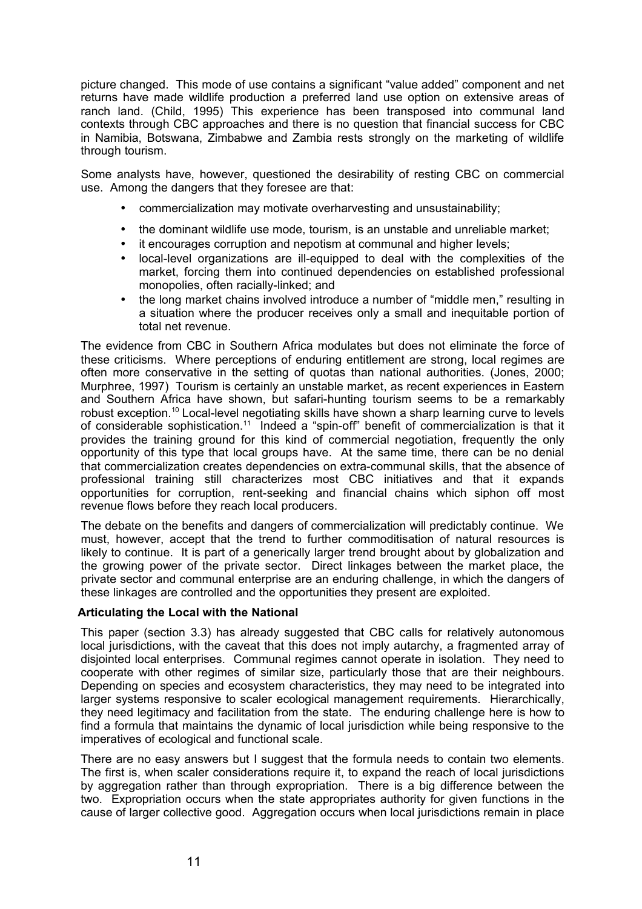picture changed. This mode of use contains a significant "value added" component and net returns have made wildlife production a preferred land use option on extensive areas of ranch land. (Child, 1995) This experience has been transposed into communal land contexts through CBC approaches and there is no question that financial success for CBC in Namibia, Botswana, Zimbabwe and Zambia rests strongly on the marketing of wildlife through tourism.

Some analysts have, however, questioned the desirability of resting CBC on commercial use. Among the dangers that they foresee are that:

- commercialization may motivate overharvesting and unsustainability;
- the dominant wildlife use mode, tourism, is an unstable and unreliable market;
- it encourages corruption and nepotism at communal and higher levels;
- local-level organizations are ill-equipped to deal with the complexities of the market, forcing them into continued dependencies on established professional monopolies, often racially-linked; and
- the long market chains involved introduce a number of "middle men," resulting in a situation where the producer receives only a small and inequitable portion of total net revenue.

The evidence from CBC in Southern Africa modulates but does not eliminate the force of these criticisms. Where perceptions of enduring entitlement are strong, local regimes are often more conservative in the setting of quotas than national authorities. (Jones, 2000; Murphree, 1997) Tourism is certainly an unstable market, as recent experiences in Eastern and Southern Africa have shown, but safari-hunting tourism seems to be a remarkably robust exception.[10] Local-level negotiating skills have shown a sharp learning curve to levels of considerable sophistication.[11] Indeed a "spin-off" benefit of commercialization is that it provides the training ground for this kind of commercial negotiation, frequently the only opportunity of this type that local groups have. At the same time, there can be no denial that commercialization creates dependencies on extra-communal skills, that the absence of professional training still characterizes most CBC initiatives and that it expands opportunities for corruption, rent-seeking and financial chains which siphon off most revenue flows before they reach local producers.

The debate on the benefits and dangers of commercialization will predictably continue. We must, however, accept that the trend to further commoditisation of natural resources is likely to continue. It is part of a generically larger trend brought about by globalization and the growing power of the private sector. Direct linkages between the market place, the private sector and communal enterprise are an enduring challenge, in which the dangers of these linkages are controlled and the opportunities they present are exploited.

**Articulating the Local with the National**

This paper (section 3.3) has already suggested that CBC calls for relatively autonomous local jurisdictions, with the caveat that this does not imply autarchy, a fragmented array of disjointed local enterprises. Communal regimes cannot operate in isolation. They need to cooperate with other regimes of similar size, particularly those that are their neighbours. Depending on species and ecosystem characteristics, they may need to be integrated into larger systems responsive to scaler ecological management requirements. Hierarchically, they need legitimacy and facilitation from the state. The enduring challenge here is how to find a formula that maintains the dynamic of local jurisdiction while being responsive to the imperatives of ecological and functional scale.

There are no easy answers but I suggest that the formula needs to contain two elements. The first is, when scaler considerations require it, to expand the reach of local jurisdictions by aggregation rather than through expropriation. There is a big difference between the two. Expropriation occurs when the state appropriates authority for given functions in the cause of larger collective good. Aggregation occurs when local jurisdictions remain in place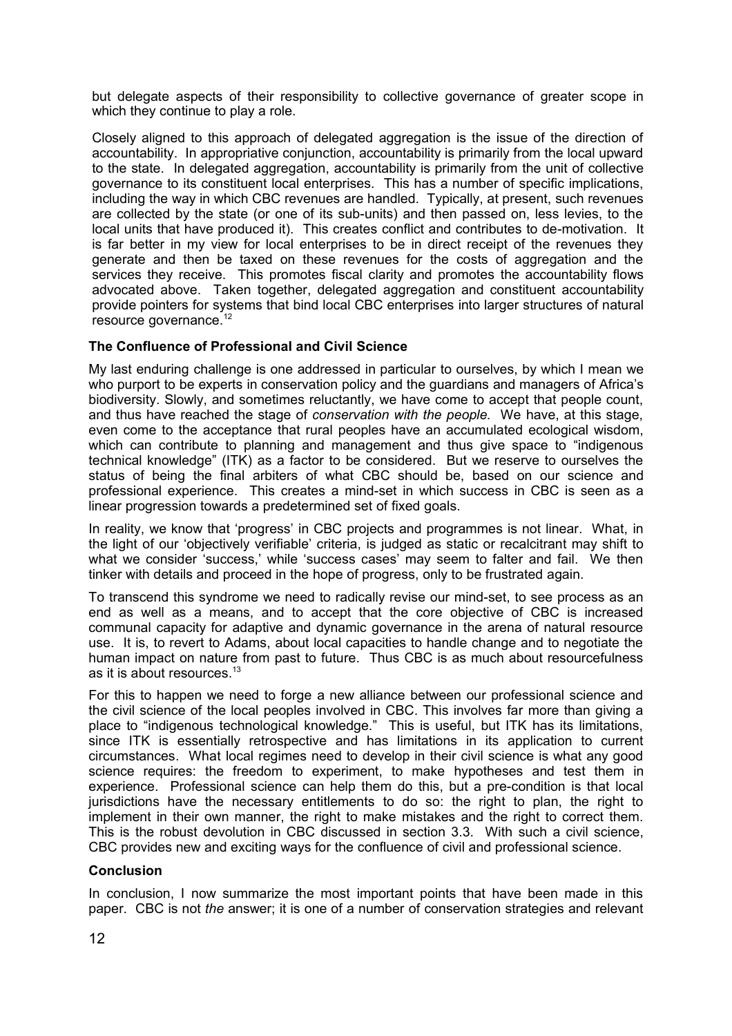but delegate aspects of their responsibility to collective governance of greater scope in which they continue to play a role.

Closely aligned to this approach of delegated aggregation is the issue of the direction of accountability. In appropriative conjunction, accountability is primarily from the local upward to the state. In delegated aggregation, accountability is primarily from the unit of collective governance to its constituent local enterprises. This has a number of specific implications, including the way in which CBC revenues are handled. Typically, at present, such revenues are collected by the state (or one of its sub-units) and then passed on, less levies, to the local units that have produced it). This creates conflict and contributes to de-motivation. It is far better in my view for local enterprises to be in direct receipt of the revenues they generate and then be taxed on these revenues for the costs of aggregation and the services they receive. This promotes fiscal clarity and promotes the accountability flows advocated above. Taken together, delegated aggregation and constituent accountability provide pointers for systems that bind local CBC enterprises into larger structures of natural resource governance.[12]

**The Confluence of Professional and Civil Science**

My last enduring challenge is one addressed in particular to ourselves, by which I mean we who purport to be experts in conservation policy and the guardians and managers of Africa's biodiversity. Slowly, and sometimes reluctantly, we have come to accept that people count, and thus have reached the stage of *conservation with the people*. We have, at this stage, even come to the acceptance that rural peoples have an accumulated ecological wisdom, which can contribute to planning and management and thus give space to "indigenous technical knowledge" (ITK) as a factor to be considered. But we reserve to ourselves the status of being the final arbiters of what CBC should be, based on our science and professional experience. This creates a mind-set in which success in CBC is seen as a linear progression towards a predetermined set of fixed goals.

In reality, we know that 'progress' in CBC projects and programmes is not linear. What, in the light of our 'objectively verifiable' criteria, is judged as static or recalcitrant may shift to what we consider 'success,' while 'success cases' may seem to falter and fail. We then tinker with details and proceed in the hope of progress, only to be frustrated again.

To transcend this syndrome we need to radically revise our mind-set, to see process as an end as well as a means, and to accept that the core objective of CBC is increased communal capacity for adaptive and dynamic governance in the arena of natural resource use. It is, to revert to Adams, about local capacities to handle change and to negotiate the human impact on nature from past to future. Thus CBC is as much about resourcefulness as it is about resources.[13]

For this to happen we need to forge a new alliance between our professional science and the civil science of the local peoples involved in CBC. This involves far more than giving a place to "indigenous technological knowledge." This is useful, but ITK has its limitations, since ITK is essentially retrospective and has limitations in its application to current circumstances. What local regimes need to develop in their civil science is what any good science requires: the freedom to experiment, to make hypotheses and test them in experience. Professional science can help them do this, but a pre-condition is that local jurisdictions have the necessary entitlements to do so: the right to plan, the right to implement in their own manner, the right to make mistakes and the right to correct them. This is the robust devolution in CBC discussed in section 3.3. With such a civil science, CBC provides new and exciting ways for the confluence of civil and professional science.

**Conclusion**

In conclusion, I now summarize the most important points that have been made in this paper. CBC is not *the* answer; it is one of a number of conservation strategies and relevant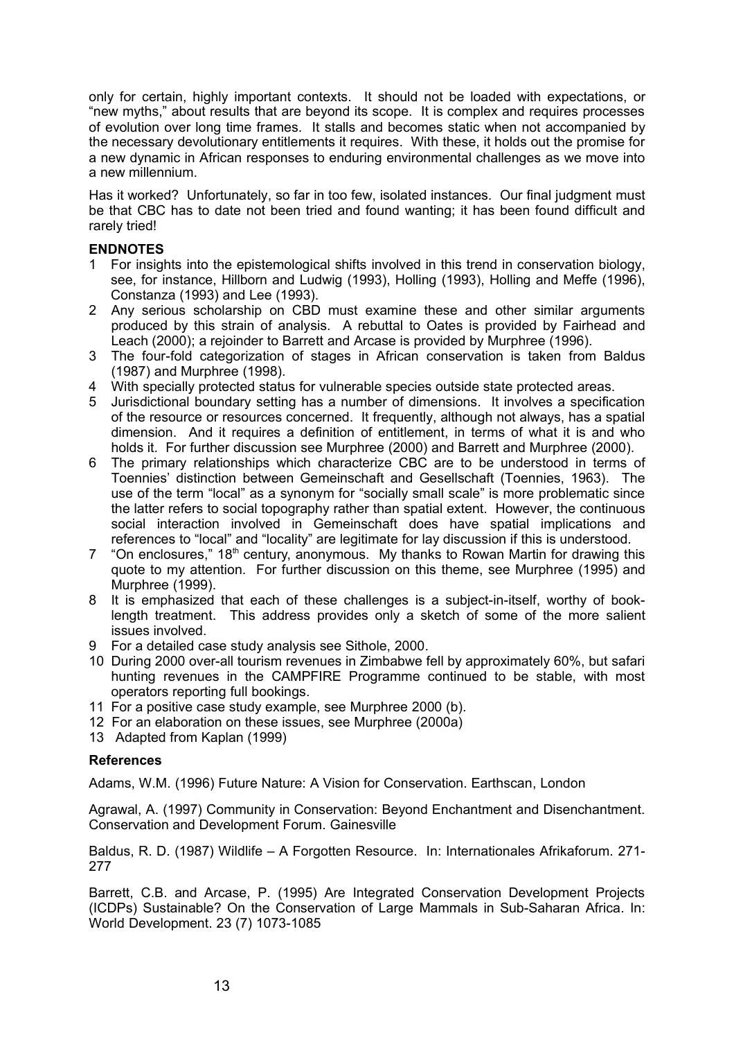only for certain, highly important contexts. It should not be loaded with expectations, or "new myths," about results that are beyond its scope. It is complex and requires processes of evolution over long time frames. It stalls and becomes static when not accompanied by the necessary devolutionary entitlements it requires. With these, it holds out the promise for a new dynamic in African responses to enduring environmental challenges as we move into a new millennium.

Has it worked? Unfortunately, so far in too few, isolated instances. Our final judgment must be that CBC has to date not been tried and found wanting; it has been found difficult and rarely tried!

**ENDNOTES**

1. For insights into the epistemological shifts involved in this trend in conservation biology, see, for instance, Hillborn and Ludwig (1993), Holling (1993), Holling and Meffe (1996), Constanza (1993) and Lee (1993).
2. Any serious scholarship on CBD must examine these and other similar arguments produced by this strain of analysis. A rebuttal to Oates is provided by Fairhead and Leach (2000); a rejoinder to Barrett and Arcase is provided by Murphree (1996).
3. The four-fold categorization of stages in African conservation is taken from Baldus (1987) and Murphree (1998).
4. With specially protected status for vulnerable species outside state protected areas.
5. Jurisdictional boundary setting has a number of dimensions. It involves a specification of the resource or resources concerned. It frequently, although not always, has a spatial dimension. And it requires a definition of entitlement, in terms of what it is and who holds it. For further discussion see Murphree (2000) and Barrett and Murphree (2000).
6. The primary relationships which characterize CBC are to be understood in terms of Toennies' distinction between Gemeinschaft and Gesellschaft (Toennies, 1963). The use of the term "local" as a synonym for "socially small scale" is more problematic since the latter refers to social topography rather than spatial extent. However, the continuous social interaction involved in Gemeinschaft does have spatial implications and references to "local" and "locality" are legitimate for lay discussion if this is understood.
7. "On enclosures," 18th century, anonymous. My thanks to Rowan Martin for drawing this quote to my attention. For further discussion on this theme, see Murphree (1995) and Murphree (1999).
8. It is emphasized that each of these challenges is a subject-in-itself, worthy of book-length treatment. This address provides only a sketch of some of the more salient issues involved.
9. For a detailed case study analysis see Sithole, 2000.
10. During 2000 over-all tourism revenues in Zimbabwe fell by approximately 60%, but safari hunting revenues in the CAMPFIRE Programme continued to be stable, with most operators reporting full bookings.
11. For a positive case study example, see Murphree 2000 (b).
12. For an elaboration on these issues, see Murphree (2000a)
13. Adapted from Kaplan (1999)

**References**

Adams, W.M. (1996) Future Nature: A Vision for Conservation. Earthscan, London

Agrawal, A. (1997) Community in Conservation: Beyond Enchantment and Disenchantment. Conservation and Development Forum. Gainesville

Baldus, R. D. (1987) Wildlife – A Forgotten Resource. In: Internationales Afrikaforum. 271-277

Barrett, C.B. and Arcase, P. (1995) Are Integrated Conservation Development Projects (ICDPs) Sustainable? On the Conservation of Large Mammals in Sub-Saharan Africa. In: World Development. 23 (7) 1073-1085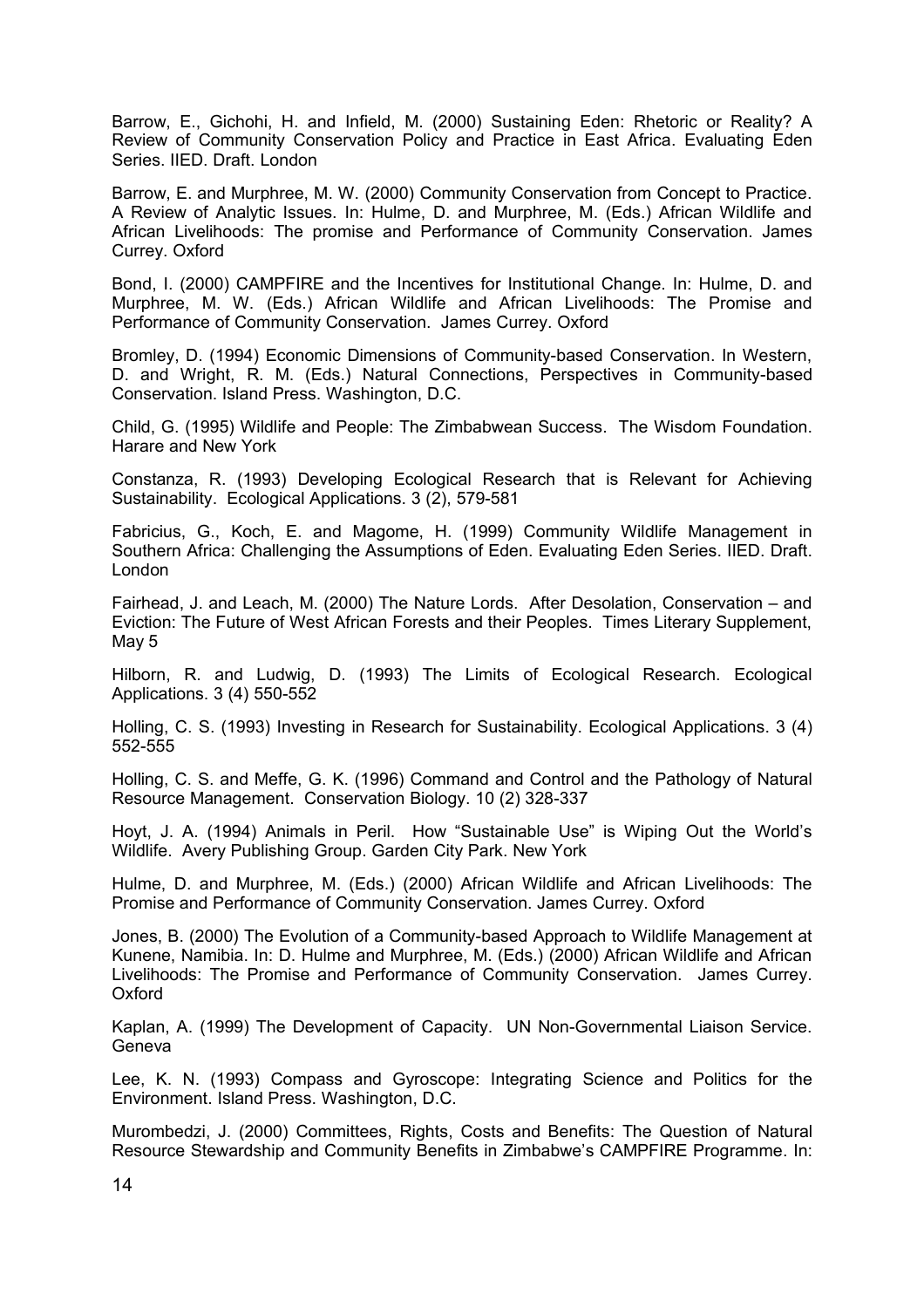Barrow, E., Gichohi, H. and Infield, M. (2000) Sustaining Eden: Rhetoric or Reality? A Review of Community Conservation Policy and Practice in East Africa. Evaluating Eden Series. IIED. Draft. London

Barrow, E. and Murphree, M. W. (2000) Community Conservation from Concept to Practice. A Review of Analytic Issues. In: Hulme, D. and Murphree, M. (Eds.) African Wildlife and African Livelihoods: The promise and Performance of Community Conservation. James Currey. Oxford

Bond, I. (2000) CAMPFIRE and the Incentives for Institutional Change. In: Hulme, D. and Murphree, M. W. (Eds.) African Wildlife and African Livelihoods: The Promise and Performance of Community Conservation. James Currey. Oxford

Bromley, D. (1994) Economic Dimensions of Community-based Conservation. In Western, D. and Wright, R. M. (Eds.) Natural Connections, Perspectives in Community-based Conservation. Island Press. Washington, D.C.

Child, G. (1995) Wildlife and People: The Zimbabwean Success. The Wisdom Foundation. Harare and New York

Constanza, R. (1993) Developing Ecological Research that is Relevant for Achieving Sustainability. Ecological Applications. 3 (2), 579-581

Fabricius, G., Koch, E. and Magome, H. (1999) Community Wildlife Management in Southern Africa: Challenging the Assumptions of Eden. Evaluating Eden Series. IIED. Draft. London

Fairhead, J. and Leach, M. (2000) The Nature Lords. After Desolation, Conservation – and Eviction: The Future of West African Forests and their Peoples. Times Literary Supplement, May 5

Hilborn, R. and Ludwig, D. (1993) The Limits of Ecological Research. Ecological Applications. 3 (4) 550-552

Holling, C. S. (1993) Investing in Research for Sustainability. Ecological Applications. 3 (4) 552-555

Holling, C. S. and Meffe, G. K. (1996) Command and Control and the Pathology of Natural Resource Management. Conservation Biology. 10 (2) 328-337

Hoyt, J. A. (1994) Animals in Peril. How "Sustainable Use" is Wiping Out the World's Wildlife. Avery Publishing Group. Garden City Park. New York

Hulme, D. and Murphree, M. (Eds.) (2000) African Wildlife and African Livelihoods: The Promise and Performance of Community Conservation. James Currey. Oxford

Jones, B. (2000) The Evolution of a Community-based Approach to Wildlife Management at Kunene, Namibia. In: D. Hulme and Murphree, M. (Eds.) (2000) African Wildlife and African Livelihoods: The Promise and Performance of Community Conservation. James Currey. Oxford

Kaplan, A. (1999) The Development of Capacity. UN Non-Governmental Liaison Service. Geneva

Lee, K. N. (1993) Compass and Gyroscope: Integrating Science and Politics for the Environment. Island Press. Washington, D.C.

Murombedzi, J. (2000) Committees, Rights, Costs and Benefits: The Question of Natural Resource Stewardship and Community Benefits in Zimbabwe's CAMPFIRE Programme. In: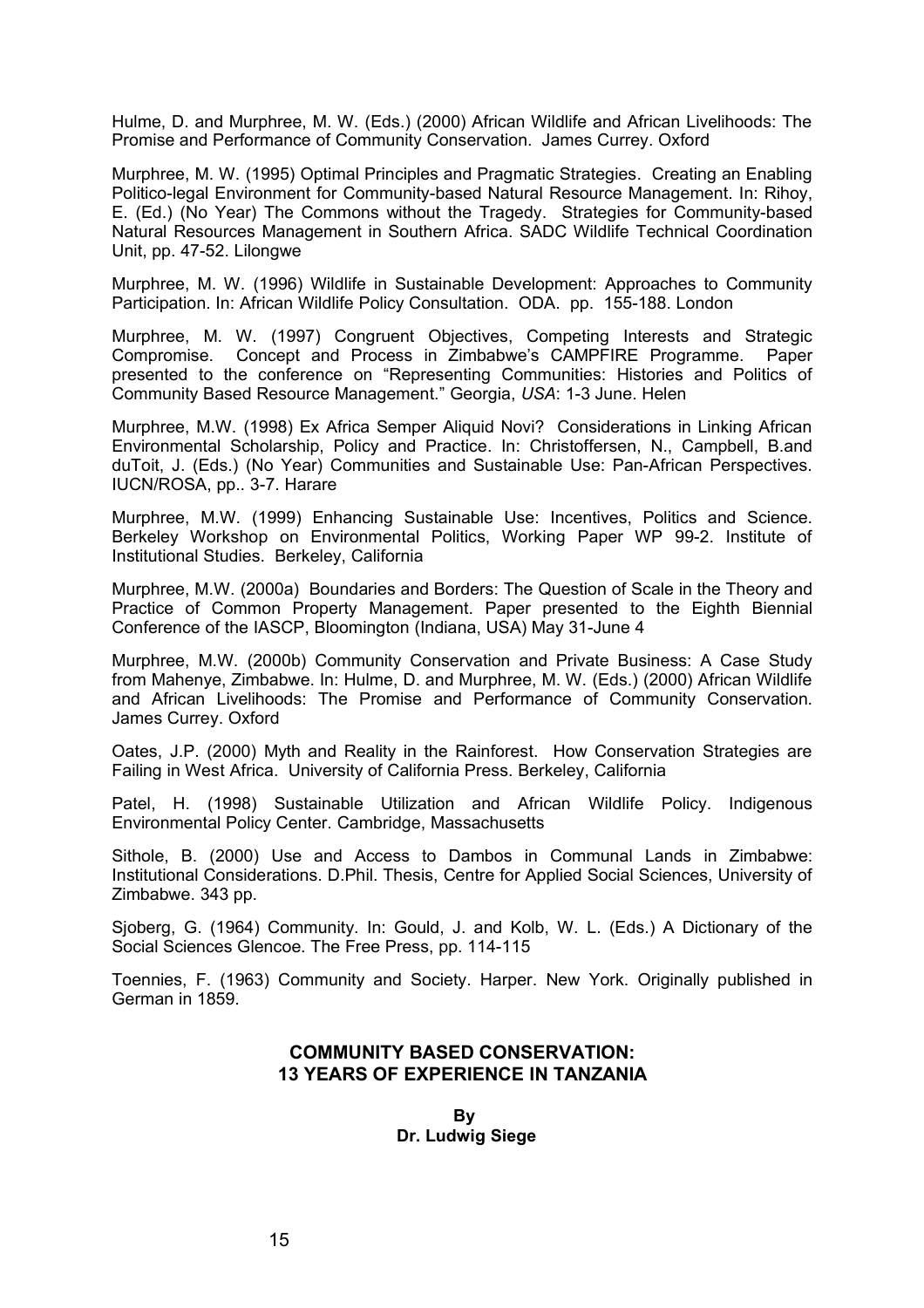Hulme, D. and Murphree, M. W. (Eds.) (2000) African Wildlife and African Livelihoods: The Promise and Performance of Community Conservation. James Currey. Oxford

Murphree, M. W. (1995) Optimal Principles and Pragmatic Strategies. Creating an Enabling Politico-legal Environment for Community-based Natural Resource Management. In: Rihoy, E. (Ed.) (No Year) The Commons without the Tragedy. Strategies for Community-based Natural Resources Management in Southern Africa. SADC Wildlife Technical Coordination Unit, pp. 47-52. Lilongwe

Murphree, M. W. (1996) Wildlife in Sustainable Development: Approaches to Community Participation. In: African Wildlife Policy Consultation. ODA. pp. 155-188. London

Murphree, M. W. (1997) Congruent Objectives, Competing Interests and Strategic Compromise. Concept and Process in Zimbabwe's CAMPFIRE Programme. Paper presented to the conference on "Representing Communities: Histories and Politics of Community Based Resource Management." Georgia, *USA*: 1-3 June. Helen

Murphree, M.W. (1998) Ex Africa Semper Aliquid Novi? Considerations in Linking African Environmental Scholarship, Policy and Practice. In: Christoffersen, N., Campbell, B.and duToit, J. (Eds.) (No Year) Communities and Sustainable Use: Pan-African Perspectives. IUCN/ROSA, pp.. 3-7. Harare

Murphree, M.W. (1999) Enhancing Sustainable Use: Incentives, Politics and Science. Berkeley Workshop on Environmental Politics, Working Paper WP 99-2. Institute of Institutional Studies. Berkeley, California

Murphree, M.W. (2000a) Boundaries and Borders: The Question of Scale in the Theory and Practice of Common Property Management. Paper presented to the Eighth Biennial Conference of the IASCP, Bloomington (Indiana, USA) May 31-June 4

Murphree, M.W. (2000b) Community Conservation and Private Business: A Case Study from Mahenye, Zimbabwe. In: Hulme, D. and Murphree, M. W. (Eds.) (2000) African Wildlife and African Livelihoods: The Promise and Performance of Community Conservation. James Currey. Oxford

Oates, J.P. (2000) Myth and Reality in the Rainforest. How Conservation Strategies are Failing in West Africa. University of California Press. Berkeley, California

Patel, H. (1998) Sustainable Utilization and African Wildlife Policy. Indigenous Environmental Policy Center. Cambridge, Massachusetts

Sithole, B. (2000) Use and Access to Dambos in Communal Lands in Zimbabwe: Institutional Considerations. D.Phil. Thesis, Centre for Applied Social Sciences, University of Zimbabwe. 343 pp.

Sjoberg, G. (1964) Community. In: Gould, J. and Kolb, W. L. (Eds.) A Dictionary of the Social Sciences Glencoe. The Free Press, pp. 114-115

Toennies, F. (1963) Community and Society. Harper. New York. Originally published in German in 1859.

## COMMUNITY BASED CONSERVATION: 13 YEARS OF EXPERIENCE IN TANZANIA

**By**
**Dr. Ludwig Siege**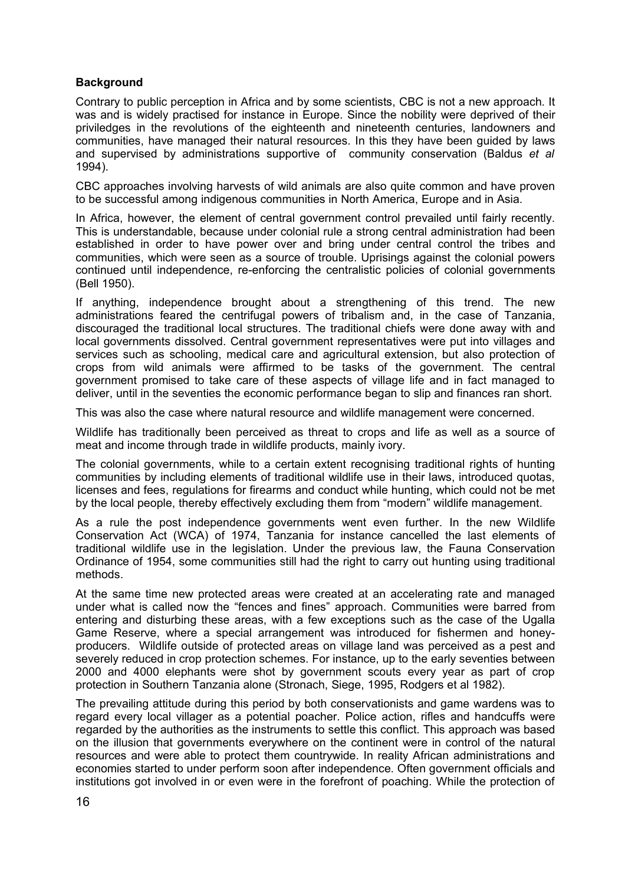**Background**

Contrary to public perception in Africa and by some scientists, CBC is not a new approach. It was and is widely practised for instance in Europe. Since the nobility were deprived of their priviledges in the revolutions of the eighteenth and nineteenth centuries, landowners and communities, have managed their natural resources. In this they have been guided by laws and supervised by administrations supportive of community conservation (Baldus *et al* 1994).

CBC approaches involving harvests of wild animals are also quite common and have proven to be successful among indigenous communities in North America, Europe and in Asia.

In Africa, however, the element of central government control prevailed until fairly recently. This is understandable, because under colonial rule a strong central administration had been established in order to have power over and bring under central control the tribes and communities, which were seen as a source of trouble. Uprisings against the colonial powers continued until independence, re-enforcing the centralistic policies of colonial governments (Bell 1950).

If anything, independence brought about a strengthening of this trend. The new administrations feared the centrifugal powers of tribalism and, in the case of Tanzania, discouraged the traditional local structures. The traditional chiefs were done away with and local governments dissolved. Central government representatives were put into villages and services such as schooling, medical care and agricultural extension, but also protection of crops from wild animals were affirmed to be tasks of the government. The central government promised to take care of these aspects of village life and in fact managed to deliver, until in the seventies the economic performance began to slip and finances ran short.

This was also the case where natural resource and wildlife management were concerned.

Wildlife has traditionally been perceived as threat to crops and life as well as a source of meat and income through trade in wildlife products, mainly ivory.

The colonial governments, while to a certain extent recognising traditional rights of hunting communities by including elements of traditional wildlife use in their laws, introduced quotas, licenses and fees, regulations for firearms and conduct while hunting, which could not be met by the local people, thereby effectively excluding them from "modern" wildlife management.

As a rule the post independence governments went even further. In the new Wildlife Conservation Act (WCA) of 1974, Tanzania for instance cancelled the last elements of traditional wildlife use in the legislation. Under the previous law, the Fauna Conservation Ordinance of 1954, some communities still had the right to carry out hunting using traditional methods.

At the same time new protected areas were created at an accelerating rate and managed under what is called now the "fences and fines" approach. Communities were barred from entering and disturbing these areas, with a few exceptions such as the case of the Ugalla Game Reserve, where a special arrangement was introduced for fishermen and honey-producers. Wildlife outside of protected areas on village land was perceived as a pest and severely reduced in crop protection schemes. For instance, up to the early seventies between 2000 and 4000 elephants were shot by government scouts every year as part of crop protection in Southern Tanzania alone (Stronach, Siege, 1995, Rodgers et al 1982).

The prevailing attitude during this period by both conservationists and game wardens was to regard every local villager as a potential poacher. Police action, rifles and handcuffs were regarded by the authorities as the instruments to settle this conflict. This approach was based on the illusion that governments everywhere on the continent were in control of the natural resources and were able to protect them countrywide. In reality African administrations and economies started to under perform soon after independence. Often government officials and institutions got involved in or even were in the forefront of poaching. While the protection of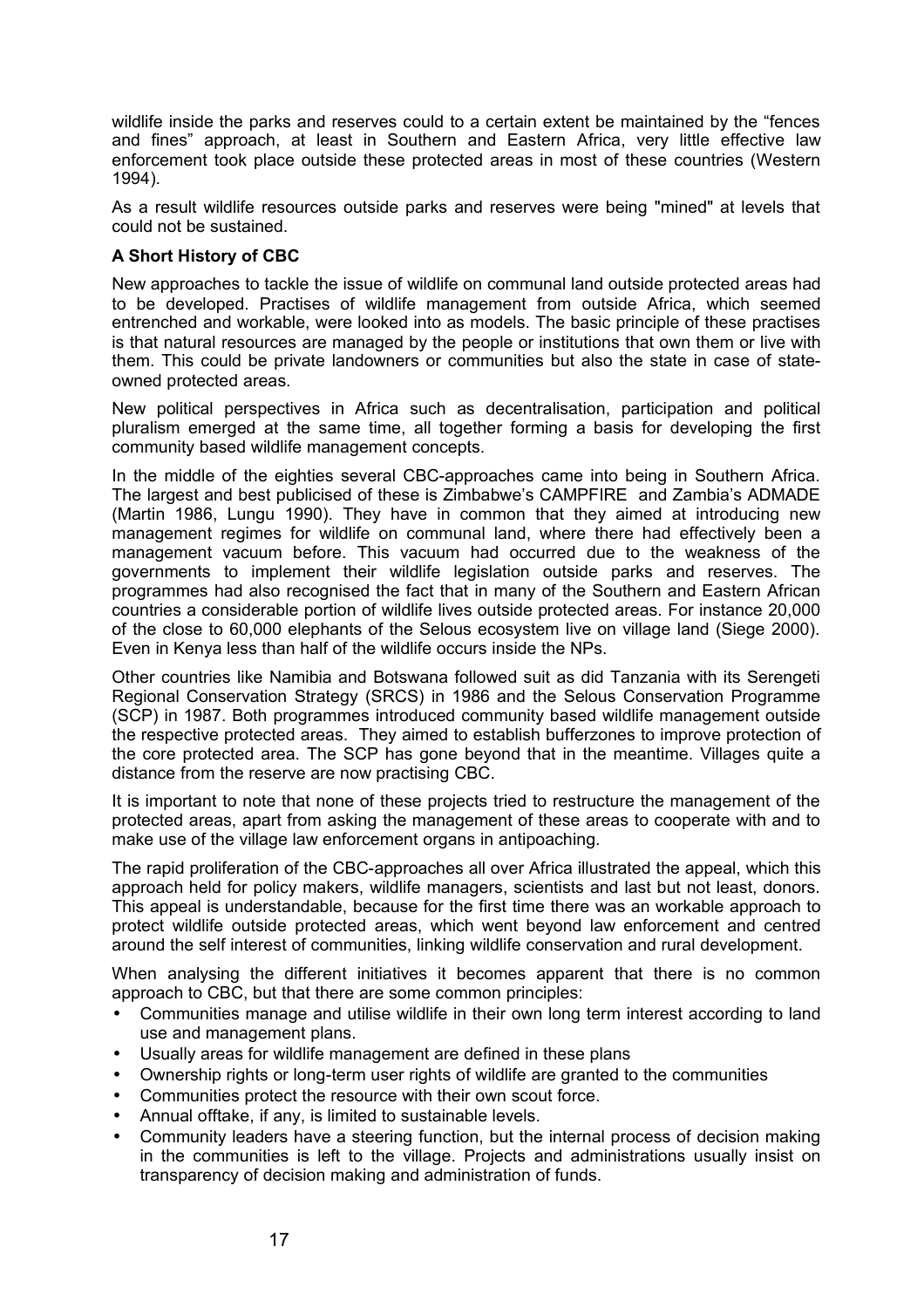wildlife inside the parks and reserves could to a certain extent be maintained by the "fences and fines" approach, at least in Southern and Eastern Africa, very little effective law enforcement took place outside these protected areas in most of these countries (Western 1994).

As a result wildlife resources outside parks and reserves were being "mined" at levels that could not be sustained.

**A Short History of CBC**

New approaches to tackle the issue of wildlife on communal land outside protected areas had to be developed. Practises of wildlife management from outside Africa, which seemed entrenched and workable, were looked into as models. The basic principle of these practises is that natural resources are managed by the people or institutions that own them or live with them. This could be private landowners or communities but also the state in case of state-owned protected areas.

New political perspectives in Africa such as decentralisation, participation and political pluralism emerged at the same time, all together forming a basis for developing the first community based wildlife management concepts.

In the middle of the eighties several CBC-approaches came into being in Southern Africa. The largest and best publicised of these is Zimbabwe's CAMPFIRE and Zambia's ADMADE (Martin 1986, Lungu 1990). They have in common that they aimed at introducing new management regimes for wildlife on communal land, where there had effectively been a management vacuum before. This vacuum had occurred due to the weakness of the governments to implement their wildlife legislation outside parks and reserves. The programmes had also recognised the fact that in many of the Southern and Eastern African countries a considerable portion of wildlife lives outside protected areas. For instance 20,000 of the close to 60,000 elephants of the Selous ecosystem live on village land (Siege 2000). Even in Kenya less than half of the wildlife occurs inside the NPs.

Other countries like Namibia and Botswana followed suit as did Tanzania with its Serengeti Regional Conservation Strategy (SRCS) in 1986 and the Selous Conservation Programme (SCP) in 1987. Both programmes introduced community based wildlife management outside the respective protected areas. They aimed to establish bufferzones to improve protection of the core protected area. The SCP has gone beyond that in the meantime. Villages quite a distance from the reserve are now practising CBC.

It is important to note that none of these projects tried to restructure the management of the protected areas, apart from asking the management of these areas to cooperate with and to make use of the village law enforcement organs in antipoaching.

The rapid proliferation of the CBC-approaches all over Africa illustrated the appeal, which this approach held for policy makers, wildlife managers, scientists and last but not least, donors. This appeal is understandable, because for the first time there was an workable approach to protect wildlife outside protected areas, which went beyond law enforcement and centred around the self interest of communities, linking wildlife conservation and rural development.

When analysing the different initiatives it becomes apparent that there is no common approach to CBC, but that there are some common principles:

- Communities manage and utilise wildlife in their own long term interest according to land use and management plans.
- Usually areas for wildlife management are defined in these plans
- Ownership rights or long-term user rights of wildlife are granted to the communities
- Communities protect the resource with their own scout force.
- Annual offtake, if any, is limited to sustainable levels.
- Community leaders have a steering function, but the internal process of decision making in the communities is left to the village. Projects and administrations usually insist on transparency of decision making and administration of funds.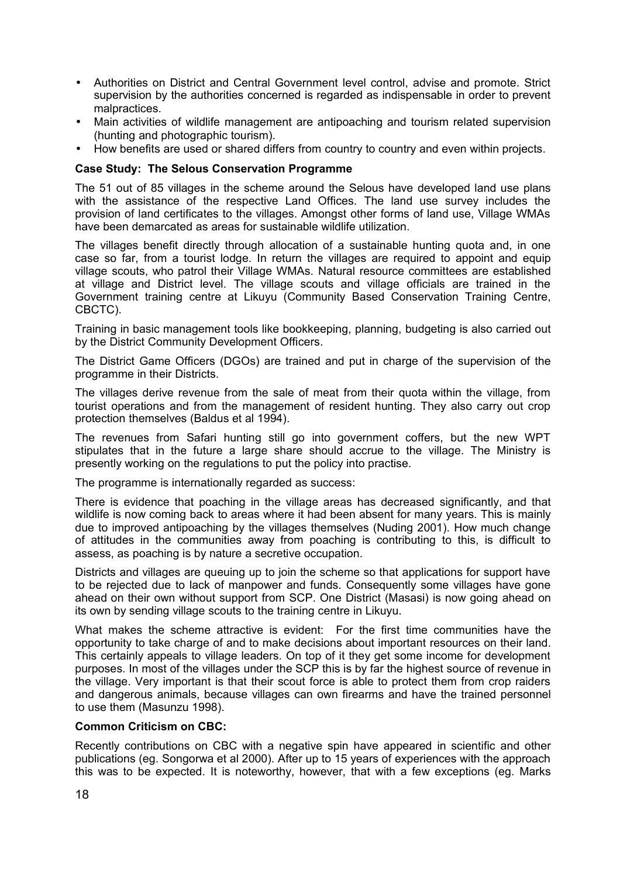- Authorities on District and Central Government level control, advise and promote. Strict supervision by the authorities concerned is regarded as indispensable in order to prevent malpractices.
- Main activities of wildlife management are antipoaching and tourism related supervision (hunting and photographic tourism).
- How benefits are used or shared differs from country to country and even within projects.

**Case Study: The Selous Conservation Programme**

The 51 out of 85 villages in the scheme around the Selous have developed land use plans with the assistance of the respective Land Offices. The land use survey includes the provision of land certificates to the villages. Amongst other forms of land use, Village WMAs have been demarcated as areas for sustainable wildlife utilization.

The villages benefit directly through allocation of a sustainable hunting quota and, in one case so far, from a tourist lodge. In return the villages are required to appoint and equip village scouts, who patrol their Village WMAs. Natural resource committees are established at village and District level. The village scouts and village officials are trained in the Government training centre at Likuyu (Community Based Conservation Training Centre, CBCTC).

Training in basic management tools like bookkeeping, planning, budgeting is also carried out by the District Community Development Officers.

The District Game Officers (DGOs) are trained and put in charge of the supervision of the programme in their Districts.

The villages derive revenue from the sale of meat from their quota within the village, from tourist operations and from the management of resident hunting. They also carry out crop protection themselves (Baldus et al 1994).

The revenues from Safari hunting still go into government coffers, but the new WPT stipulates that in the future a large share should accrue to the village. The Ministry is presently working on the regulations to put the policy into practise.

The programme is internationally regarded as success:

There is evidence that poaching in the village areas has decreased significantly, and that wildlife is now coming back to areas where it had been absent for many years. This is mainly due to improved antipoaching by the villages themselves (Nuding 2001). How much change of attitudes in the communities away from poaching is contributing to this, is difficult to assess, as poaching is by nature a secretive occupation.

Districts and villages are queuing up to join the scheme so that applications for support have to be rejected due to lack of manpower and funds. Consequently some villages have gone ahead on their own without support from SCP. One District (Masasi) is now going ahead on its own by sending village scouts to the training centre in Likuyu.

What makes the scheme attractive is evident: For the first time communities have the opportunity to take charge of and to make decisions about important resources on their land. This certainly appeals to village leaders. On top of it they get some income for development purposes. In most of the villages under the SCP this is by far the highest source of revenue in the village. Very important is that their scout force is able to protect them from crop raiders and dangerous animals, because villages can own firearms and have the trained personnel to use them (Masunzu 1998).

**Common Criticism on CBC:**

Recently contributions on CBC with a negative spin have appeared in scientific and other publications (eg. Songorwa et al 2000). After up to 15 years of experiences with the approach this was to be expected. It is noteworthy, however, that with a few exceptions (eg. Marks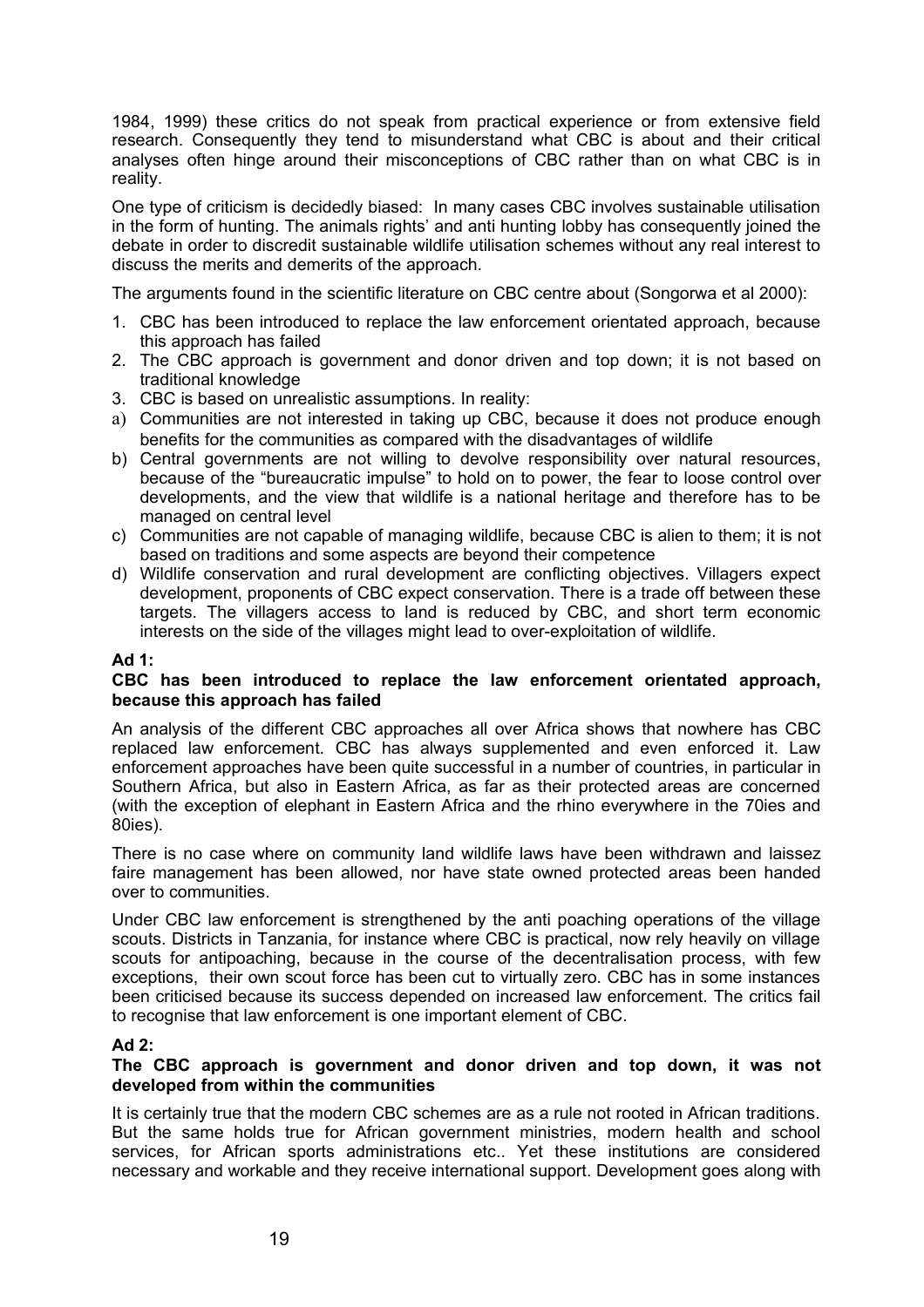1984, 1999) these critics do not speak from practical experience or from extensive field research. Consequently they tend to misunderstand what CBC is about and their critical analyses often hinge around their misconceptions of CBC rather than on what CBC is in reality.

One type of criticism is decidedly biased: In many cases CBC involves sustainable utilisation in the form of hunting. The animals rights' and anti hunting lobby has consequently joined the debate in order to discredit sustainable wildlife utilisation schemes without any real interest to discuss the merits and demerits of the approach.

The arguments found in the scientific literature on CBC centre about (Songorwa et al 2000):

1. CBC has been introduced to replace the law enforcement orientated approach, because this approach has failed
2. The CBC approach is government and donor driven and top down; it is not based on traditional knowledge
3. CBC is based on unrealistic assumptions. In reality:

a) Communities are not interested in taking up CBC, because it does not produce enough benefits for the communities as compared with the disadvantages of wildlife

b) Central governments are not willing to devolve responsibility over natural resources, because of the "bureaucratic impulse" to hold on to power, the fear to loose control over developments, and the view that wildlife is a national heritage and therefore has to be managed on central level

c) Communities are not capable of managing wildlife, because CBC is alien to them; it is not based on traditions and some aspects are beyond their competence

d) Wildlife conservation and rural development are conflicting objectives. Villagers expect development, proponents of CBC expect conservation. There is a trade off between these targets. The villagers access to land is reduced by CBC, and short term economic interests on the side of the villages might lead to over-exploitation of wildlife.

**Ad 1:**

**CBC has been introduced to replace the law enforcement orientated approach, because this approach has failed**

An analysis of the different CBC approaches all over Africa shows that nowhere has CBC replaced law enforcement. CBC has always supplemented and even enforced it. Law enforcement approaches have been quite successful in a number of countries, in particular in Southern Africa, but also in Eastern Africa, as far as their protected areas are concerned (with the exception of elephant in Eastern Africa and the rhino everywhere in the 70ies and 80ies).

There is no case where on community land wildlife laws have been withdrawn and laissez faire management has been allowed, nor have state owned protected areas been handed over to communities.

Under CBC law enforcement is strengthened by the anti poaching operations of the village scouts. Districts in Tanzania, for instance where CBC is practical, now rely heavily on village scouts for antipoaching, because in the course of the decentralisation process, with few exceptions, their own scout force has been cut to virtually zero. CBC has in some instances been criticised because its success depended on increased law enforcement. The critics fail to recognise that law enforcement is one important element of CBC.

**Ad 2:**

**The CBC approach is government and donor driven and top down, it was not developed from within the communities**

It is certainly true that the modern CBC schemes are as a rule not rooted in African traditions. But the same holds true for African government ministries, modern health and school services, for African sports administrations etc.. Yet these institutions are considered necessary and workable and they receive international support. Development goes along with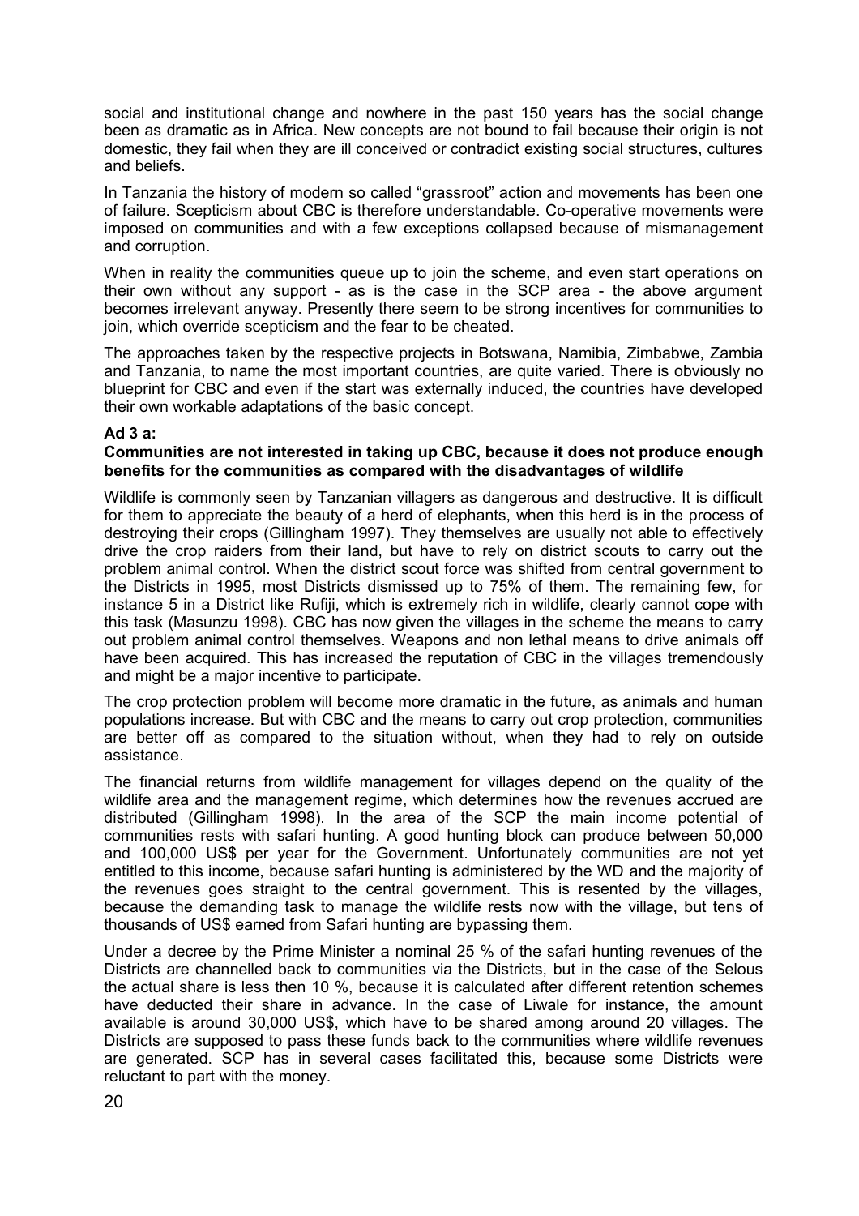social and institutional change and nowhere in the past 150 years has the social change been as dramatic as in Africa. New concepts are not bound to fail because their origin is not domestic, they fail when they are ill conceived or contradict existing social structures, cultures and beliefs.

In Tanzania the history of modern so called "grassroot" action and movements has been one of failure. Scepticism about CBC is therefore understandable. Co-operative movements were imposed on communities and with a few exceptions collapsed because of mismanagement and corruption.

When in reality the communities queue up to join the scheme, and even start operations on their own without any support - as is the case in the SCP area - the above argument becomes irrelevant anyway. Presently there seem to be strong incentives for communities to join, which override scepticism and the fear to be cheated.

The approaches taken by the respective projects in Botswana, Namibia, Zimbabwe, Zambia and Tanzania, to name the most important countries, are quite varied. There is obviously no blueprint for CBC and even if the start was externally induced, the countries have developed their own workable adaptations of the basic concept.

**Ad 3 a:**

**Communities are not interested in taking up CBC, because it does not produce enough benefits for the communities as compared with the disadvantages of wildlife**

Wildlife is commonly seen by Tanzanian villagers as dangerous and destructive. It is difficult for them to appreciate the beauty of a herd of elephants, when this herd is in the process of destroying their crops (Gillingham 1997). They themselves are usually not able to effectively drive the crop raiders from their land, but have to rely on district scouts to carry out the problem animal control. When the district scout force was shifted from central government to the Districts in 1995, most Districts dismissed up to 75% of them. The remaining few, for instance 5 in a District like Rufiji, which is extremely rich in wildlife, clearly cannot cope with this task (Masunzu 1998). CBC has now given the villages in the scheme the means to carry out problem animal control themselves. Weapons and non lethal means to drive animals off have been acquired. This has increased the reputation of CBC in the villages tremendously and might be a major incentive to participate.

The crop protection problem will become more dramatic in the future, as animals and human populations increase. But with CBC and the means to carry out crop protection, communities are better off as compared to the situation without, when they had to rely on outside assistance.

The financial returns from wildlife management for villages depend on the quality of the wildlife area and the management regime, which determines how the revenues accrued are distributed (Gillingham 1998). In the area of the SCP the main income potential of communities rests with safari hunting. A good hunting block can produce between 50,000 and 100,000 US$ per year for the Government. Unfortunately communities are not yet entitled to this income, because safari hunting is administered by the WD and the majority of the revenues goes straight to the central government. This is resented by the villages, because the demanding task to manage the wildlife rests now with the village, but tens of thousands of US$ earned from Safari hunting are bypassing them.

Under a decree by the Prime Minister a nominal 25 % of the safari hunting revenues of the Districts are channelled back to communities via the Districts, but in the case of the Selous the actual share is less then 10 %, because it is calculated after different retention schemes have deducted their share in advance. In the case of Liwale for instance, the amount available is around 30,000 US$, which have to be shared among around 20 villages. The Districts are supposed to pass these funds back to the communities where wildlife revenues are generated. SCP has in several cases facilitated this, because some Districts were reluctant to part with the money.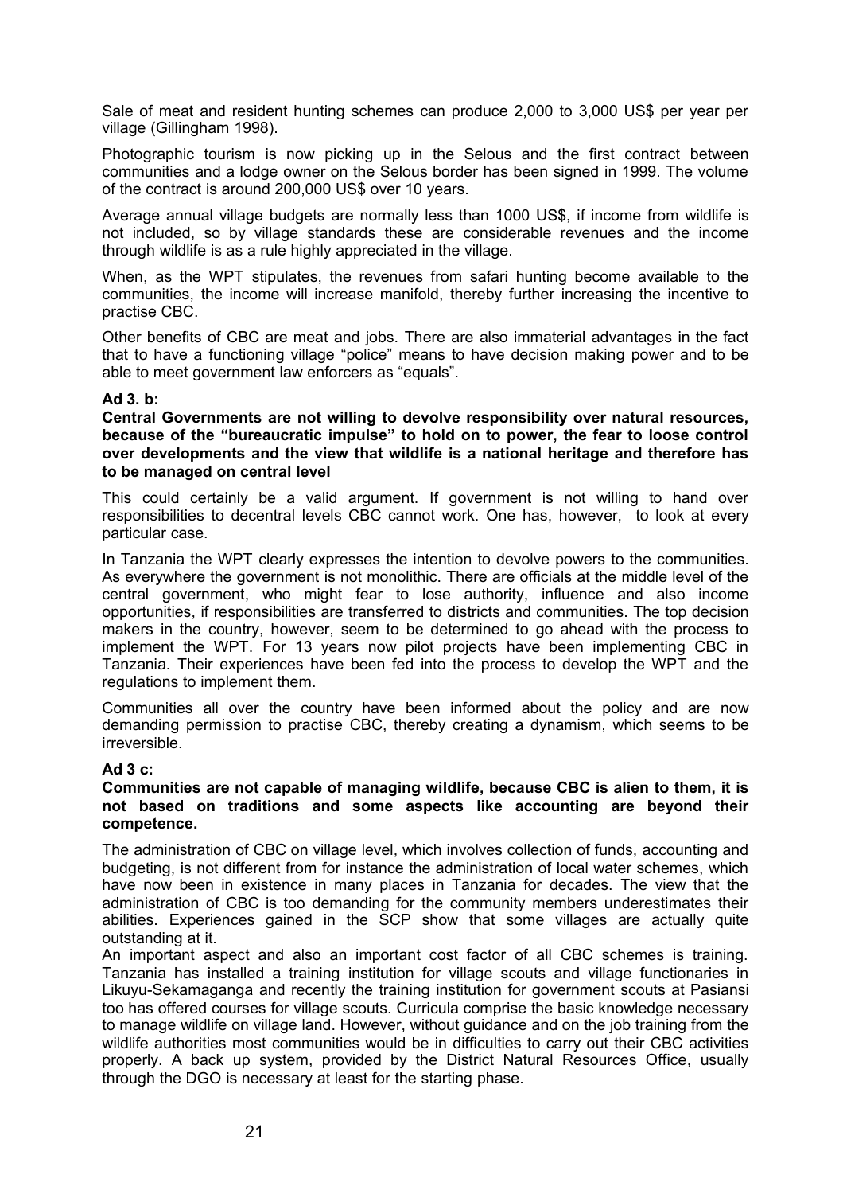Sale of meat and resident hunting schemes can produce 2,000 to 3,000 US$ per year per village (Gillingham 1998).

Photographic tourism is now picking up in the Selous and the first contract between communities and a lodge owner on the Selous border has been signed in 1999. The volume of the contract is around 200,000 US$ over 10 years.

Average annual village budgets are normally less than 1000 US$, if income from wildlife is not included, so by village standards these are considerable revenues and the income through wildlife is as a rule highly appreciated in the village.

When, as the WPT stipulates, the revenues from safari hunting become available to the communities, the income will increase manifold, thereby further increasing the incentive to practise CBC.

Other benefits of CBC are meat and jobs. There are also immaterial advantages in the fact that to have a functioning village "police" means to have decision making power and to be able to meet government law enforcers as "equals".

**Ad 3. b:**

**Central Governments are not willing to devolve responsibility over natural resources, because of the "bureaucratic impulse" to hold on to power, the fear to loose control over developments and the view that wildlife is a national heritage and therefore has to be managed on central level**

This could certainly be a valid argument. If government is not willing to hand over responsibilities to decentral levels CBC cannot work. One has, however, to look at every particular case.

In Tanzania the WPT clearly expresses the intention to devolve powers to the communities. As everywhere the government is not monolithic. There are officials at the middle level of the central government, who might fear to lose authority, influence and also income opportunities, if responsibilities are transferred to districts and communities. The top decision makers in the country, however, seem to be determined to go ahead with the process to implement the WPT. For 13 years now pilot projects have been implementing CBC in Tanzania. Their experiences have been fed into the process to develop the WPT and the regulations to implement them.

Communities all over the country have been informed about the policy and are now demanding permission to practise CBC, thereby creating a dynamism, which seems to be irreversible.

**Ad 3 c:**

**Communities are not capable of managing wildlife, because CBC is alien to them, it is not based on traditions and some aspects like accounting are beyond their competence.**

The administration of CBC on village level, which involves collection of funds, accounting and budgeting, is not different from for instance the administration of local water schemes, which have now been in existence in many places in Tanzania for decades. The view that the administration of CBC is too demanding for the community members underestimates their abilities. Experiences gained in the SCP show that some villages are actually quite outstanding at it.

An important aspect and also an important cost factor of all CBC schemes is training. Tanzania has installed a training institution for village scouts and village functionaries in Likuyu-Sekamaganga and recently the training institution for government scouts at Pasiansi too has offered courses for village scouts. Curricula comprise the basic knowledge necessary to manage wildlife on village land. However, without guidance and on the job training from the wildlife authorities most communities would be in difficulties to carry out their CBC activities properly. A back up system, provided by the District Natural Resources Office, usually through the DGO is necessary at least for the starting phase.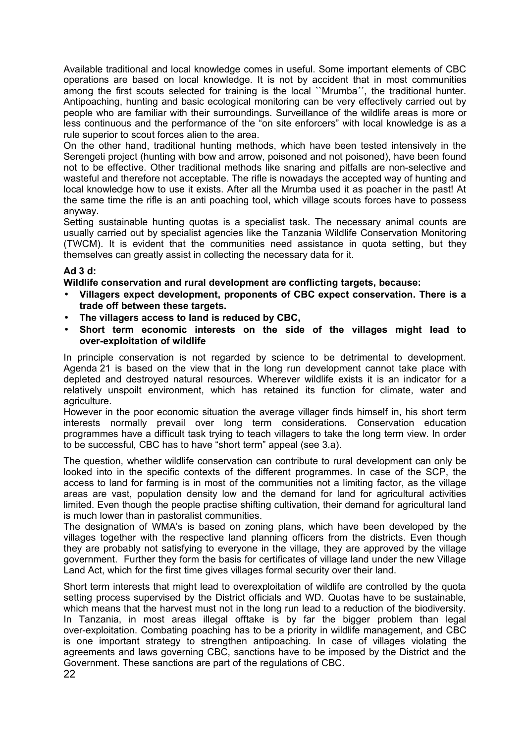Available traditional and local knowledge comes in useful. Some important elements of CBC operations are based on local knowledge. It is not by accident that in most communities among the first scouts selected for training is the local ``Mrumba´´, the traditional hunter. Antipoaching, hunting and basic ecological monitoring can be very effectively carried out by people who are familiar with their surroundings. Surveillance of the wildlife areas is more or less continuous and the performance of the "on site enforcers" with local knowledge is as a rule superior to scout forces alien to the area.

On the other hand, traditional hunting methods, which have been tested intensively in the Serengeti project (hunting with bow and arrow, poisoned and not poisoned), have been found not to be effective. Other traditional methods like snaring and pitfalls are non-selective and wasteful and therefore not acceptable. The rifle is nowadays the accepted way of hunting and local knowledge how to use it exists. After all the Mrumba used it as poacher in the past! At the same time the rifle is an anti poaching tool, which village scouts forces have to possess anyway.

Setting sustainable hunting quotas is a specialist task. The necessary animal counts are usually carried out by specialist agencies like the Tanzania Wildlife Conservation Monitoring (TWCM). It is evident that the communities need assistance in quota setting, but they themselves can greatly assist in collecting the necessary data for it.

**Ad 3 d:**

**Wildlife conservation and rural development are conflicting targets, because:**

- **Villagers expect development, proponents of CBC expect conservation. There is a trade off between these targets.**
- **The villagers access to land is reduced by CBC,**
- **Short term economic interests on the side of the villages might lead to over-exploitation of wildlife**

In principle conservation is not regarded by science to be detrimental to development. Agenda 21 is based on the view that in the long run development cannot take place with depleted and destroyed natural resources. Wherever wildlife exists it is an indicator for a relatively unspoilt environment, which has retained its function for climate, water and agriculture.

However in the poor economic situation the average villager finds himself in, his short term interests normally prevail over long term considerations. Conservation education programmes have a difficult task trying to teach villagers to take the long term view. In order to be successful, CBC has to have "short term" appeal (see 3.a).

The question, whether wildlife conservation can contribute to rural development can only be looked into in the specific contexts of the different programmes. In case of the SCP, the access to land for farming is in most of the communities not a limiting factor, as the village areas are vast, population density low and the demand for land for agricultural activities limited. Even though the people practise shifting cultivation, their demand for agricultural land is much lower than in pastoralist communities.

The designation of WMA's is based on zoning plans, which have been developed by the villages together with the respective land planning officers from the districts. Even though they are probably not satisfying to everyone in the village, they are approved by the village government. Further they form the basis for certificates of village land under the new Village Land Act, which for the first time gives villages formal security over their land.

Short term interests that might lead to overexploitation of wildlife are controlled by the quota setting process supervised by the District officials and WD. Quotas have to be sustainable, which means that the harvest must not in the long run lead to a reduction of the biodiversity. In Tanzania, in most areas illegal offtake is by far the bigger problem than legal over-exploitation. Combating poaching has to be a priority in wildlife management, and CBC is one important strategy to strengthen antipoaching. In case of villages violating the agreements and laws governing CBC, sanctions have to be imposed by the District and the Government. These sanctions are part of the regulations of CBC.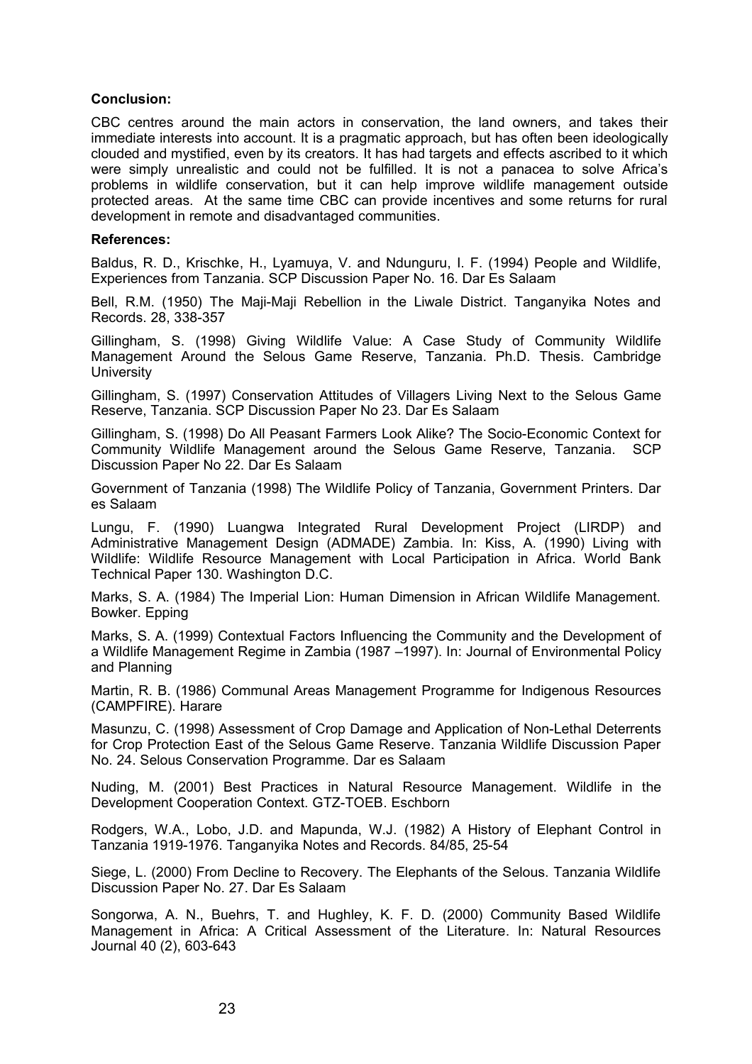**Conclusion:**

CBC centres around the main actors in conservation, the land owners, and takes their immediate interests into account. It is a pragmatic approach, but has often been ideologically clouded and mystified, even by its creators. It has had targets and effects ascribed to it which were simply unrealistic and could not be fulfilled. It is not a panacea to solve Africa's problems in wildlife conservation, but it can help improve wildlife management outside protected areas. At the same time CBC can provide incentives and some returns for rural development in remote and disadvantaged communities.

**References:**

Baldus, R. D., Krischke, H., Lyamuya, V. and Ndunguru, I. F. (1994) People and Wildlife, Experiences from Tanzania. SCP Discussion Paper No. 16. Dar Es Salaam

Bell, R.M. (1950) The Maji-Maji Rebellion in the Liwale District. Tanganyika Notes and Records. 28, 338-357

Gillingham, S. (1998) Giving Wildlife Value: A Case Study of Community Wildlife Management Around the Selous Game Reserve, Tanzania. Ph.D. Thesis. Cambridge University

Gillingham, S. (1997) Conservation Attitudes of Villagers Living Next to the Selous Game Reserve, Tanzania. SCP Discussion Paper No 23. Dar Es Salaam

Gillingham, S. (1998) Do All Peasant Farmers Look Alike? The Socio-Economic Context for Community Wildlife Management around the Selous Game Reserve, Tanzania. SCP Discussion Paper No 22. Dar Es Salaam

Government of Tanzania (1998) The Wildlife Policy of Tanzania, Government Printers. Dar es Salaam

Lungu, F. (1990) Luangwa Integrated Rural Development Project (LIRDP) and Administrative Management Design (ADMADE) Zambia. In: Kiss, A. (1990) Living with Wildlife: Wildlife Resource Management with Local Participation in Africa. World Bank Technical Paper 130. Washington D.C.

Marks, S. A. (1984) The Imperial Lion: Human Dimension in African Wildlife Management. Bowker. Epping

Marks, S. A. (1999) Contextual Factors Influencing the Community and the Development of a Wildlife Management Regime in Zambia (1987 –1997). In: Journal of Environmental Policy and Planning

Martin, R. B. (1986) Communal Areas Management Programme for Indigenous Resources (CAMPFIRE). Harare

Masunzu, C. (1998) Assessment of Crop Damage and Application of Non-Lethal Deterrents for Crop Protection East of the Selous Game Reserve. Tanzania Wildlife Discussion Paper No. 24. Selous Conservation Programme. Dar es Salaam

Nuding, M. (2001) Best Practices in Natural Resource Management. Wildlife in the Development Cooperation Context. GTZ-TOEB. Eschborn

Rodgers, W.A., Lobo, J.D. and Mapunda, W.J. (1982) A History of Elephant Control in Tanzania 1919-1976. Tanganyika Notes and Records. 84/85, 25-54

Siege, L. (2000) From Decline to Recovery. The Elephants of the Selous. Tanzania Wildlife Discussion Paper No. 27. Dar Es Salaam

Songorwa, A. N., Buehrs, T. and Hughley, K. F. D. (2000) Community Based Wildlife Management in Africa: A Critical Assessment of the Literature. In: Natural Resources Journal 40 (2), 603-643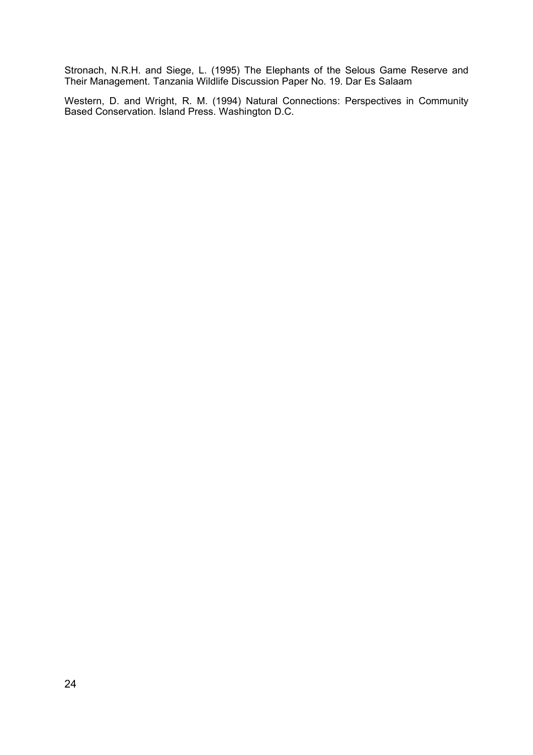Stronach, N.R.H. and Siege, L. (1995) The Elephants of the Selous Game Reserve and Their Management. Tanzania Wildlife Discussion Paper No. 19. Dar Es Salaam

Western, D. and Wright, R. M. (1994) Natural Connections: Perspectives in Community Based Conservation. Island Press. Washington D.C.